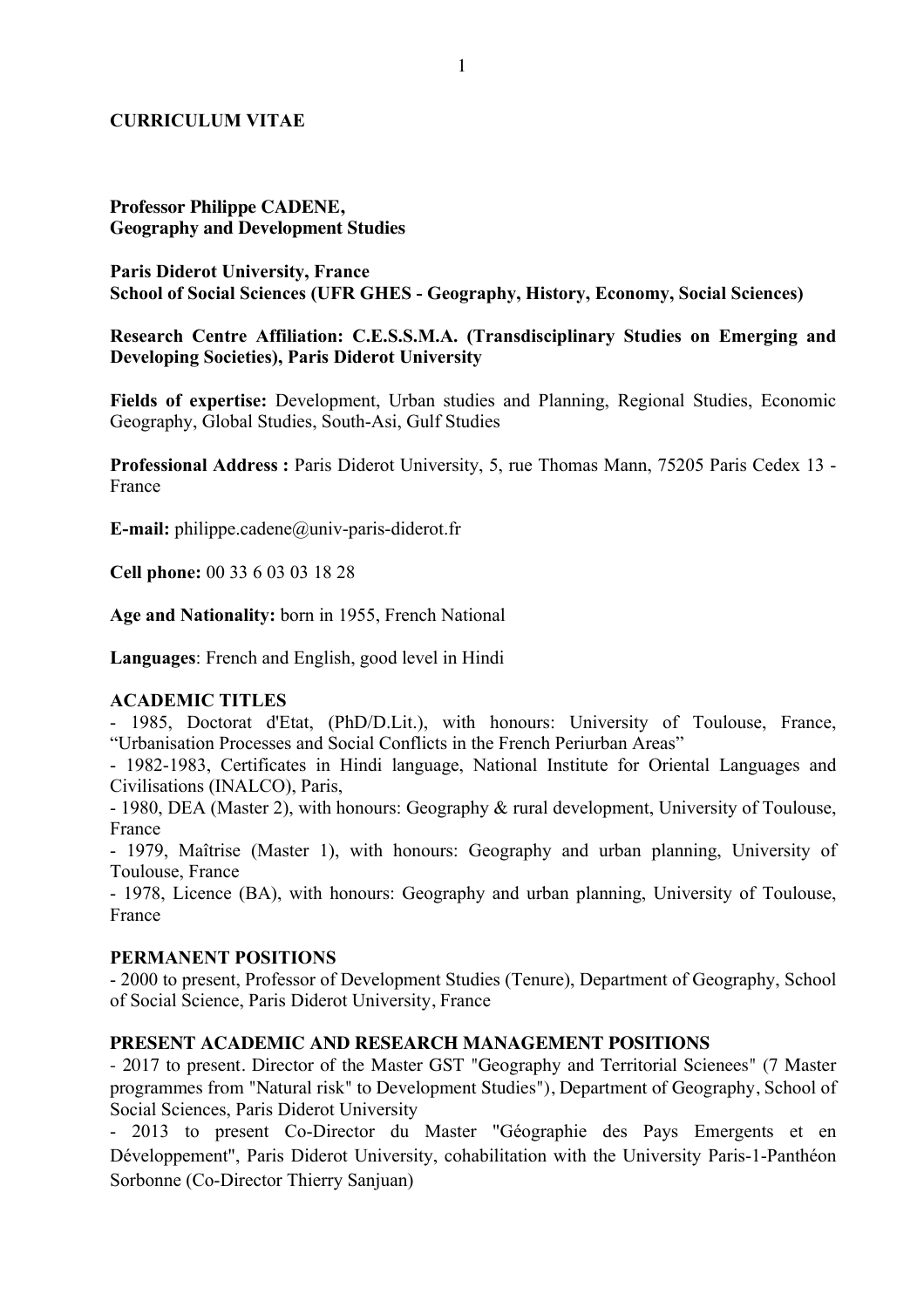# CURRICULUM VITAE

**Professor Philippe CADENE,**
**Geography and Development Studies**

**Paris Diderot University, France**
**School of Social Sciences (UFR GHES - Geography, History, Economy, Social Sciences)**

**Research Centre Affiliation: C.E.S.S.M.A. (Transdisciplinary Studies on Emerging and Developing Societies), Paris Diderot University**

**Fields of expertise:** Development, Urban studies and Planning, Regional Studies, Economic Geography, Global Studies, South-Asi, Gulf Studies

**Professional Address :** Paris Diderot University, 5, rue Thomas Mann, 75205 Paris Cedex 13 - France

**E-mail:** philippe.cadene@univ-paris-diderot.fr

**Cell phone:** 00 33 6 03 03 18 28

**Age and Nationality:** born in 1955, French National

**Languages**: French and English, good level in Hindi

## ACADEMIC TITLES

- 1985, Doctorat d'Etat, (PhD/D.Lit.), with honours: University of Toulouse, France, “Urbanisation Processes and Social Conflicts in the French Periurban Areas”
- 1982-1983, Certificates in Hindi language, National Institute for Oriental Languages and Civilisations (INALCO), Paris,
- 1980, DEA (Master 2), with honours: Geography & rural development, University of Toulouse, France
- 1979, Maîtrise (Master 1), with honours: Geography and urban planning, University of Toulouse, France
- 1978, Licence (BA), with honours: Geography and urban planning, University of Toulouse, France

## PERMANENT POSITIONS

- 2000 to present, Professor of Development Studies (Tenure), Department of Geography, School of Social Science, Paris Diderot University, France

## PRESENT ACADEMIC AND RESEARCH MANAGEMENT POSITIONS

- 2017 to present. Director of the Master GST "Geography and Territorial Scienees" (7 Master programmes from "Natural risk" to Development Studies"), Department of Geography, School of Social Sciences, Paris Diderot University
- 2013 to present Co-Director du Master "Géographie des Pays Emergents et en Développement", Paris Diderot University, cohabilitation with the University Paris-1-Panthéon Sorbonne (Co-Director Thierry Sanjuan)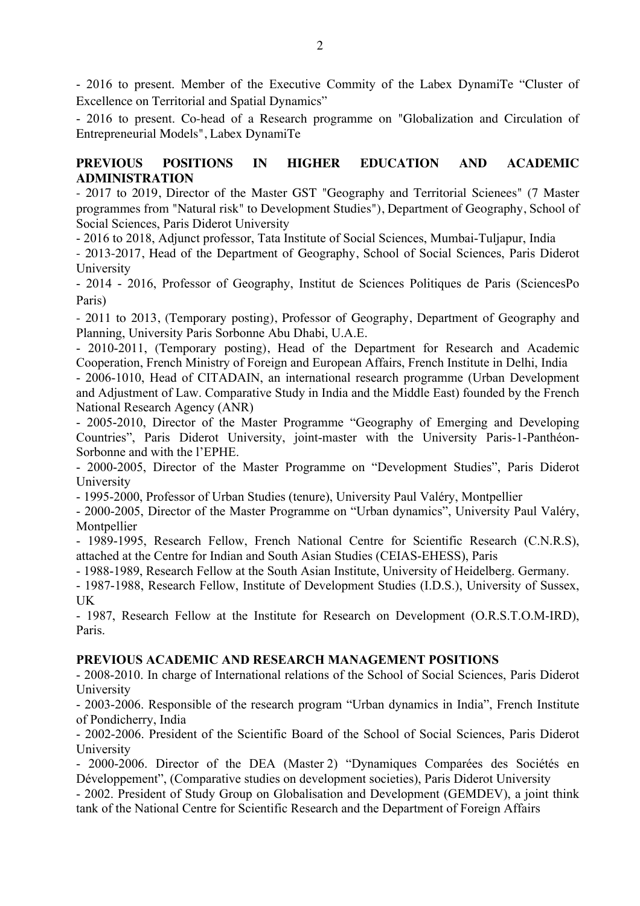- 2016 to present. Member of the Executive Commity of the Labex DynamiTe "Cluster of Excellence on Territorial and Spatial Dynamics"

- 2016 to present. Co-head of a Research programme on "Globalization and Circulation of Entrepreneurial Models", Labex DynamiTe

**PREVIOUS POSITIONS IN HIGHER EDUCATION AND ACADEMIC ADMINISTRATION**

- 2017 to 2019, Director of the Master GST "Geography and Territorial Scienees" (7 Master programmes from "Natural risk" to Development Studies"), Department of Geography, School of Social Sciences, Paris Diderot University
- 2016 to 2018, Adjunct professor, Tata Institute of Social Sciences, Mumbai-Tuljapur, India
- 2013-2017, Head of the Department of Geography, School of Social Sciences, Paris Diderot University
- 2014 - 2016, Professor of Geography, Institut de Sciences Politiques de Paris (SciencesPo Paris)
- 2011 to 2013, (Temporary posting), Professor of Geography, Department of Geography and Planning, University Paris Sorbonne Abu Dhabi, U.A.E.
- 2010-2011, (Temporary posting), Head of the Department for Research and Academic Cooperation, French Ministry of Foreign and European Affairs, French Institute in Delhi, India
- 2006-1010, Head of CITADAIN, an international research programme (Urban Development and Adjustment of Law. Comparative Study in India and the Middle East) founded by the French National Research Agency (ANR)
- 2005-2010, Director of the Master Programme "Geography of Emerging and Developing Countries", Paris Diderot University, joint-master with the University Paris-1-Panthéon-Sorbonne and with the l'EPHE.
- 2000-2005, Director of the Master Programme on "Development Studies", Paris Diderot University
- 1995-2000, Professor of Urban Studies (tenure), University Paul Valéry, Montpellier
- 2000-2005, Director of the Master Programme on "Urban dynamics", University Paul Valéry, Montpellier
- 1989-1995, Research Fellow, French National Centre for Scientific Research (C.N.R.S), attached at the Centre for Indian and South Asian Studies (CEIAS-EHESS), Paris
- 1988-1989, Research Fellow at the South Asian Institute, University of Heidelberg. Germany.
- 1987-1988, Research Fellow, Institute of Development Studies (I.D.S.), University of Sussex, UK
- 1987, Research Fellow at the Institute for Research on Development (O.R.S.T.O.M-IRD), Paris.

**PREVIOUS ACADEMIC AND RESEARCH MANAGEMENT POSITIONS**

- 2008-2010. In charge of International relations of the School of Social Sciences, Paris Diderot University
- 2003-2006. Responsible of the research program "Urban dynamics in India", French Institute of Pondicherry, India
- 2002-2006. President of the Scientific Board of the School of Social Sciences, Paris Diderot University
- 2000-2006. Director of the DEA (Master 2) "Dynamiques Comparées des Sociétés en Développement", (Comparative studies on development societies), Paris Diderot University
- 2002. President of Study Group on Globalisation and Development (GEMDEV), a joint think tank of the National Centre for Scientific Research and the Department of Foreign Affairs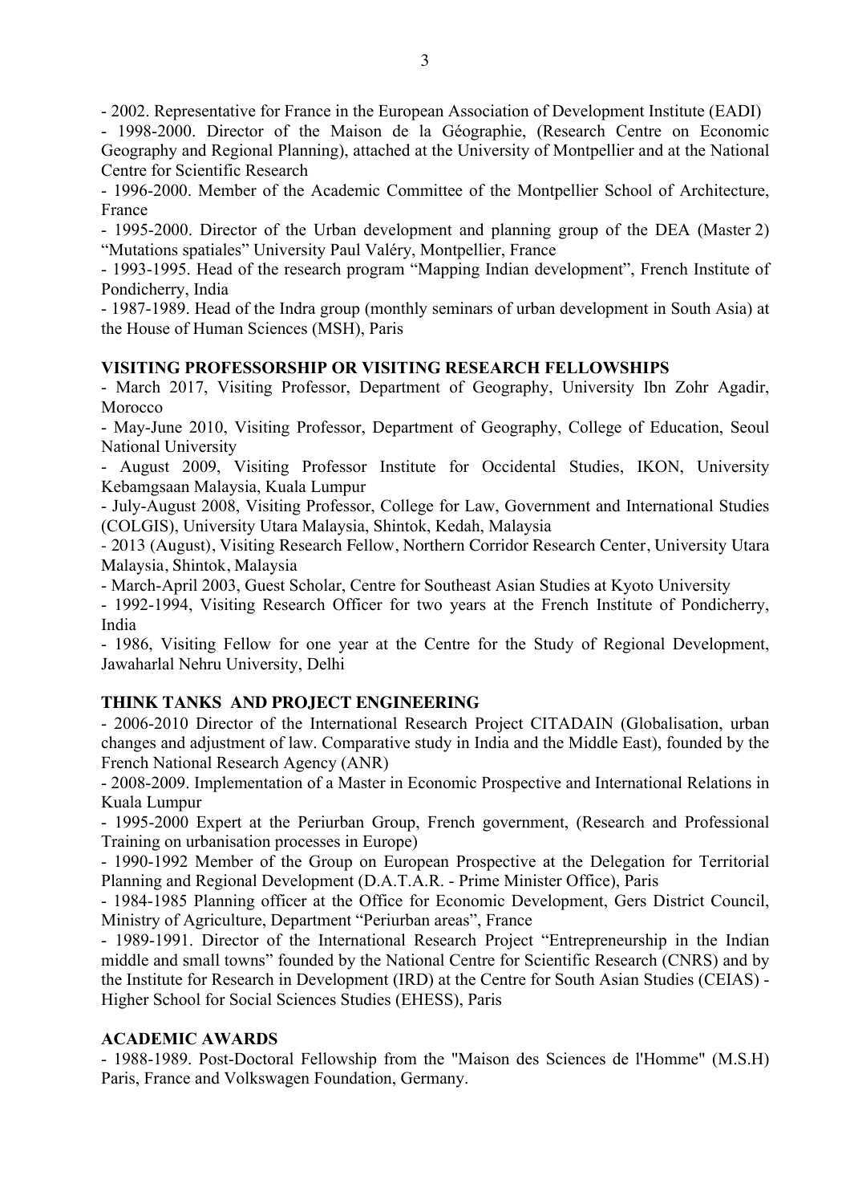- 2002. Representative for France in the European Association of Development Institute (EADI)
- 1998-2000. Director of the Maison de la Géographie, (Research Centre on Economic Geography and Regional Planning), attached at the University of Montpellier and at the National Centre for Scientific Research
- 1996-2000. Member of the Academic Committee of the Montpellier School of Architecture, France
- 1995-2000. Director of the Urban development and planning group of the DEA (Master 2) "Mutations spatiales" University Paul Valéry, Montpellier, France
- 1993-1995. Head of the research program "Mapping Indian development", French Institute of Pondicherry, India
- 1987-1989. Head of the Indra group (monthly seminars of urban development in South Asia) at the House of Human Sciences (MSH), Paris

**VISITING PROFESSORSHIP OR VISITING RESEARCH FELLOWSHIPS**

- March 2017, Visiting Professor, Department of Geography, University Ibn Zohr Agadir, Morocco
- May-June 2010, Visiting Professor, Department of Geography, College of Education, Seoul National University
- August 2009, Visiting Professor Institute for Occidental Studies, IKON, University Kebamgsaan Malaysia, Kuala Lumpur
- July-August 2008, Visiting Professor, College for Law, Government and International Studies (COLGIS), University Utara Malaysia, Shintok, Kedah, Malaysia
- 2013 (August), Visiting Research Fellow, Northern Corridor Research Center, University Utara Malaysia, Shintok, Malaysia
- March-April 2003, Guest Scholar, Centre for Southeast Asian Studies at Kyoto University
- 1992-1994, Visiting Research Officer for two years at the French Institute of Pondicherry, India
- 1986, Visiting Fellow for one year at the Centre for the Study of Regional Development, Jawaharlal Nehru University, Delhi

**THINK TANKS AND PROJECT ENGINEERING**

- 2006-2010 Director of the International Research Project CITADAIN (Globalisation, urban changes and adjustment of law. Comparative study in India and the Middle East), founded by the French National Research Agency (ANR)
- 2008-2009. Implementation of a Master in Economic Prospective and International Relations in Kuala Lumpur
- 1995-2000 Expert at the Periurban Group, French government, (Research and Professional Training on urbanisation processes in Europe)
- 1990-1992 Member of the Group on European Prospective at the Delegation for Territorial Planning and Regional Development (D.A.T.A.R. - Prime Minister Office), Paris
- 1984-1985 Planning officer at the Office for Economic Development, Gers District Council, Ministry of Agriculture, Department "Periurban areas", France
- 1989-1991. Director of the International Research Project "Entrepreneurship in the Indian middle and small towns" founded by the National Centre for Scientific Research (CNRS) and by the Institute for Research in Development (IRD) at the Centre for South Asian Studies (CEIAS) - Higher School for Social Sciences Studies (EHESS), Paris

**ACADEMIC AWARDS**

- 1988-1989. Post-Doctoral Fellowship from the "Maison des Sciences de l'Homme" (M.S.H) Paris, France and Volkswagen Foundation, Germany.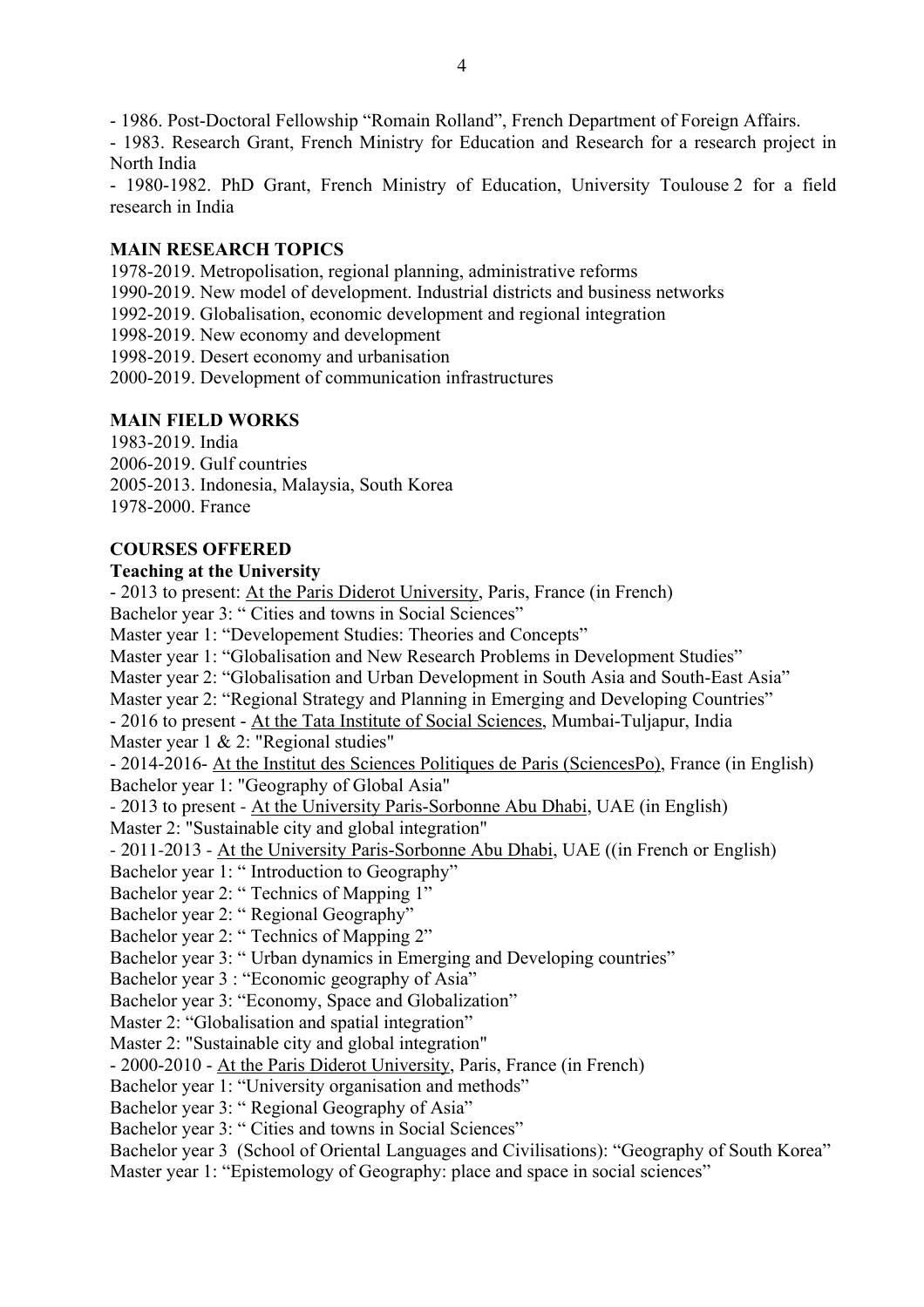- 1986. Post-Doctoral Fellowship "Romain Rolland", French Department of Foreign Affairs.
- 1983. Research Grant, French Ministry for Education and Research for a research project in North India
- 1980-1982. PhD Grant, French Ministry of Education, University Toulouse 2 for a field research in India

**MAIN RESEARCH TOPICS**

1978-2019. Metropolisation, regional planning, administrative reforms
1990-2019. New model of development. Industrial districts and business networks
1992-2019. Globalisation, economic development and regional integration
1998-2019. New economy and development
1998-2019. Desert economy and urbanisation
2000-2019. Development of communication infrastructures

**MAIN FIELD WORKS**

1983-2019. India
2006-2019. Gulf countries
2005-2013. Indonesia, Malaysia, South Korea
1978-2000. France

**COURSES OFFERED**

**Teaching at the University**

- 2013 to present: At the Paris Diderot University, Paris, France (in French)
Bachelor year 3: " Cities and towns in Social Sciences"
Master year 1: "Developement Studies: Theories and Concepts"
Master year 1: "Globalisation and New Research Problems in Development Studies"
Master year 2: "Globalisation and Urban Development in South Asia and South-East Asia"
Master year 2: "Regional Strategy and Planning in Emerging and Developing Countries"
- 2016 to present - At the Tata Institute of Social Sciences, Mumbai-Tuljapur, India
Master year 1 & 2: "Regional studies"
- 2014-2016- At the Institut des Sciences Politiques de Paris (SciencesPo), France (in English)
Bachelor year 1: "Geography of Global Asia"
- 2013 to present - At the University Paris-Sorbonne Abu Dhabi, UAE (in English)
Master 2: "Sustainable city and global integration"
- 2011-2013 - At the University Paris-Sorbonne Abu Dhabi, UAE ((in French or English)
Bachelor year 1: " Introduction to Geography"
Bachelor year 2: " Technics of Mapping 1"
Bachelor year 2: " Regional Geography"
Bachelor year 2: " Technics of Mapping 2"
Bachelor year 3: " Urban dynamics in Emerging and Developing countries"
Bachelor year 3 : "Economic geography of Asia"
Bachelor year 3: "Economy, Space and Globalization"
Master 2: "Globalisation and spatial integration"
Master 2: "Sustainable city and global integration"
- 2000-2010 - At the Paris Diderot University, Paris, France (in French)
Bachelor year 1: "University organisation and methods"
Bachelor year 3: " Regional Geography of Asia"
Bachelor year 3: " Cities and towns in Social Sciences"
Bachelor year 3 (School of Oriental Languages and Civilisations): "Geography of South Korea"
Master year 1: "Epistemology of Geography: place and space in social sciences"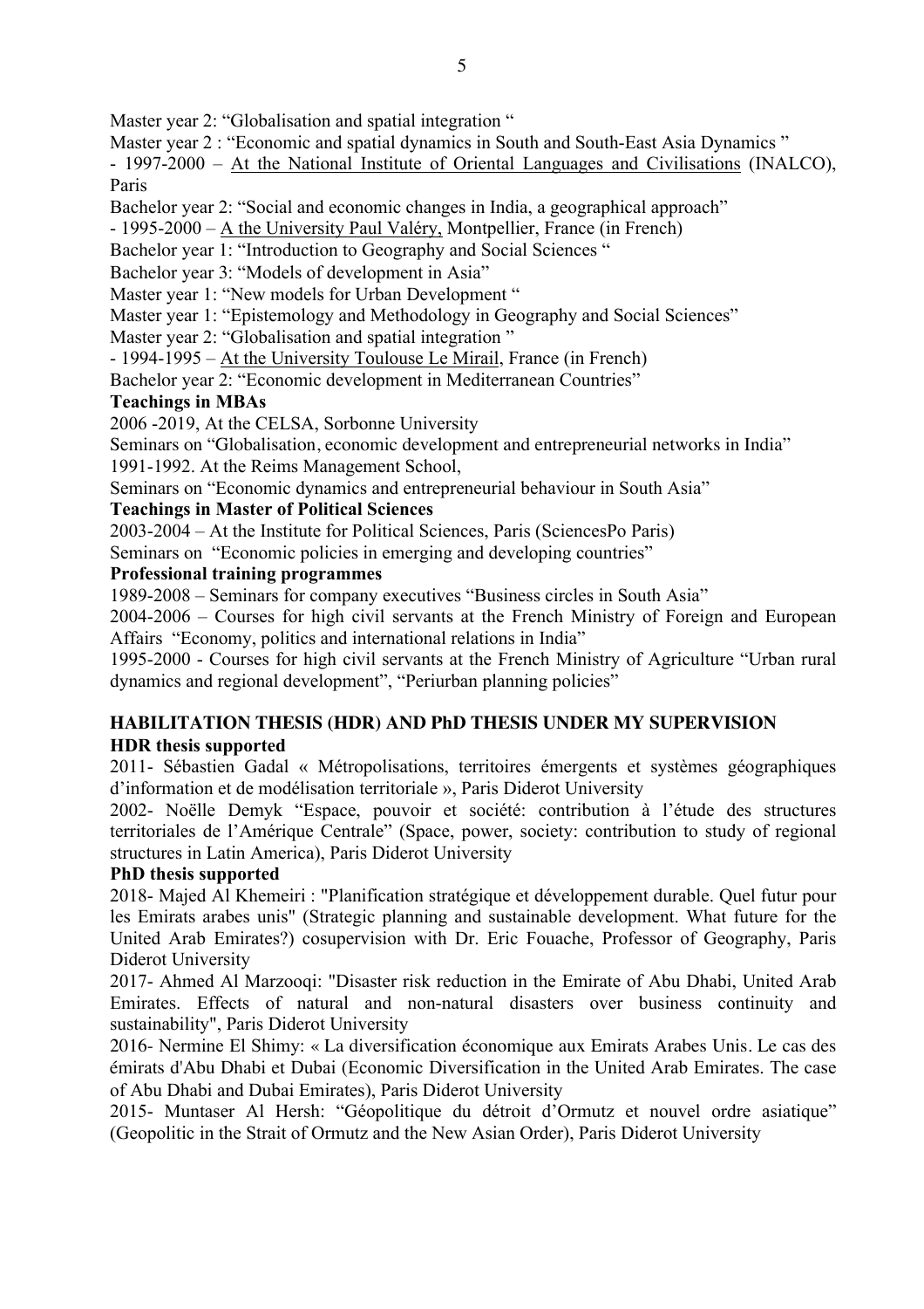Master year 2: "Globalisation and spatial integration "

Master year 2 : "Economic and spatial dynamics in South and South-East Asia Dynamics "

- 1997-2000 – At the National Institute of Oriental Languages and Civilisations (INALCO), Paris

Bachelor year 2: "Social and economic changes in India, a geographical approach"

- 1995-2000 – A the University Paul Valéry, Montpellier, France (in French)

Bachelor year 1: "Introduction to Geography and Social Sciences "

Bachelor year 3: "Models of development in Asia"

Master year 1: "New models for Urban Development "

Master year 1: "Epistemology and Methodology in Geography and Social Sciences"

Master year 2: "Globalisation and spatial integration "

- 1994-1995 – At the University Toulouse Le Mirail, France (in French)

Bachelor year 2: "Economic development in Mediterranean Countries"

**Teachings in MBAs**

2006 -2019, At the CELSA, Sorbonne University

Seminars on "Globalisation, economic development and entrepreneurial networks in India"

1991-1992. At the Reims Management School,

Seminars on "Economic dynamics and entrepreneurial behaviour in South Asia"

**Teachings in Master of Political Sciences**

2003-2004 – At the Institute for Political Sciences, Paris (SciencesPo Paris)

Seminars on "Economic policies in emerging and developing countries"

**Professional training programmes**

1989-2008 – Seminars for company executives "Business circles in South Asia"

2004-2006 – Courses for high civil servants at the French Ministry of Foreign and European Affairs "Economy, politics and international relations in India"

1995-2000 - Courses for high civil servants at the French Ministry of Agriculture "Urban rural dynamics and regional development", "Periurban planning policies"

## HABILITATION THESIS (HDR) AND PhD THESIS UNDER MY SUPERVISION

**HDR thesis supported**

2011- Sébastien Gadal « Métropolisations, territoires émergents et systèmes géographiques d'information et de modélisation territoriale », Paris Diderot University

2002- Noëlle Demyk "Espace, pouvoir et société: contribution à l'étude des structures territoriales de l'Amérique Centrale" (Space, power, society: contribution to study of regional structures in Latin America), Paris Diderot University

**PhD thesis supported**

2018- Majed Al Khemeiri : "Planification stratégique et développement durable. Quel futur pour les Emirats arabes unis" (Strategic planning and sustainable development. What future for the United Arab Emirates?) cosupervision with Dr. Eric Fouache, Professor of Geography, Paris Diderot University

2017- Ahmed Al Marzooqi: "Disaster risk reduction in the Emirate of Abu Dhabi, United Arab Emirates. Effects of natural and non-natural disasters over business continuity and sustainability", Paris Diderot University

2016- Nermine El Shimy: « La diversification économique aux Emirats Arabes Unis. Le cas des émirats d'Abu Dhabi et Dubai (Economic Diversification in the United Arab Emirates. The case of Abu Dhabi and Dubai Emirates), Paris Diderot University

2015- Muntaser Al Hersh: "Géopolitique du détroit d'Ormutz et nouvel ordre asiatique" (Geopolitic in the Strait of Ormutz and the New Asian Order), Paris Diderot University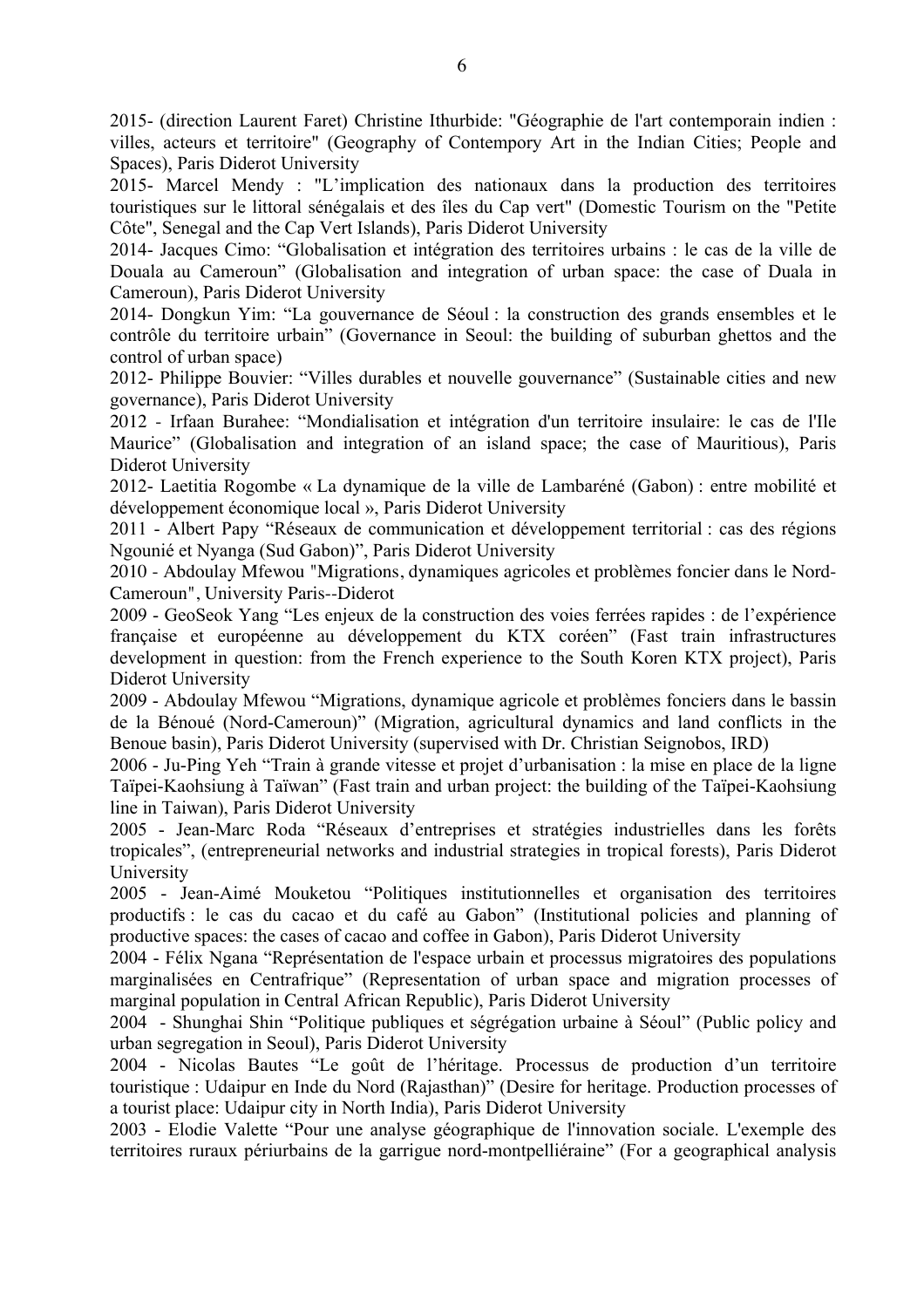2015- (direction Laurent Faret) Christine Ithurbide: "Géographie de l'art contemporain indien : villes, acteurs et territoire" (Geography of Contempory Art in the Indian Cities; People and Spaces), Paris Diderot University

2015- Marcel Mendy : "L'implication des nationaux dans la production des territoires touristiques sur le littoral sénégalais et des îles du Cap vert" (Domestic Tourism on the "Petite Côte", Senegal and the Cap Vert Islands), Paris Diderot University

2014- Jacques Cimo: "Globalisation et intégration des territoires urbains : le cas de la ville de Douala au Cameroun" (Globalisation and integration of urban space: the case of Duala in Cameroun), Paris Diderot University

2014- Dongkun Yim: "La gouvernance de Séoul : la construction des grands ensembles et le contrôle du territoire urbain" (Governance in Seoul: the building of suburban ghettos and the control of urban space)

2012- Philippe Bouvier: "Villes durables et nouvelle gouvernance" (Sustainable cities and new governance), Paris Diderot University

2012 - Irfaan Burahee: "Mondialisation et intégration d'un territoire insulaire: le cas de l'Ile Maurice" (Globalisation and integration of an island space; the case of Mauritious), Paris Diderot University

2012- Laetitia Rogombe « La dynamique de la ville de Lambaréné (Gabon) : entre mobilité et développement économique local », Paris Diderot University

2011 - Albert Papy "Réseaux de communication et développement territorial : cas des régions Ngounié et Nyanga (Sud Gabon)", Paris Diderot University

2010 - Abdoulay Mfewou "Migrations, dynamiques agricoles et problèmes foncier dans le Nord-Cameroun", University Paris--Diderot

2009 - GeoSeok Yang "Les enjeux de la construction des voies ferrées rapides : de l'expérience française et européenne au développement du KTX coréen" (Fast train infrastructures development in question: from the French experience to the South Koren KTX project), Paris Diderot University

2009 - Abdoulay Mfewou "Migrations, dynamique agricole et problèmes fonciers dans le bassin de la Bénoué (Nord-Cameroun)" (Migration, agricultural dynamics and land conflicts in the Benoue basin), Paris Diderot University (supervised with Dr. Christian Seignobos, IRD)

2006 - Ju-Ping Yeh "Train à grande vitesse et projet d'urbanisation : la mise en place de la ligne Taïpei-Kaohsiung à Taïwan" (Fast train and urban project: the building of the Taïpei-Kaohsiung line in Taiwan), Paris Diderot University

2005 - Jean-Marc Roda "Réseaux d'entreprises et stratégies industrielles dans les forêts tropicales", (entrepreneurial networks and industrial strategies in tropical forests), Paris Diderot University

2005 - Jean-Aimé Mouketou "Politiques institutionnelles et organisation des territoires productifs : le cas du cacao et du café au Gabon" (Institutional policies and planning of productive spaces: the cases of cacao and coffee in Gabon), Paris Diderot University

2004 - Félix Ngana "Représentation de l'espace urbain et processus migratoires des populations marginalisées en Centrafrique" (Representation of urban space and migration processes of marginal population in Central African Republic), Paris Diderot University

2004 - Shunghai Shin "Politique publiques et ségrégation urbaine à Séoul" (Public policy and urban segregation in Seoul), Paris Diderot University

2004 - Nicolas Bautes "Le goût de l'héritage. Processus de production d'un territoire touristique : Udaipur en Inde du Nord (Rajasthan)" (Desire for heritage. Production processes of a tourist place: Udaipur city in North India), Paris Diderot University

2003 - Elodie Valette "Pour une analyse géographique de l'innovation sociale. L'exemple des territoires ruraux périurbains de la garrigue nord-montpelliéraine" (For a geographical analysis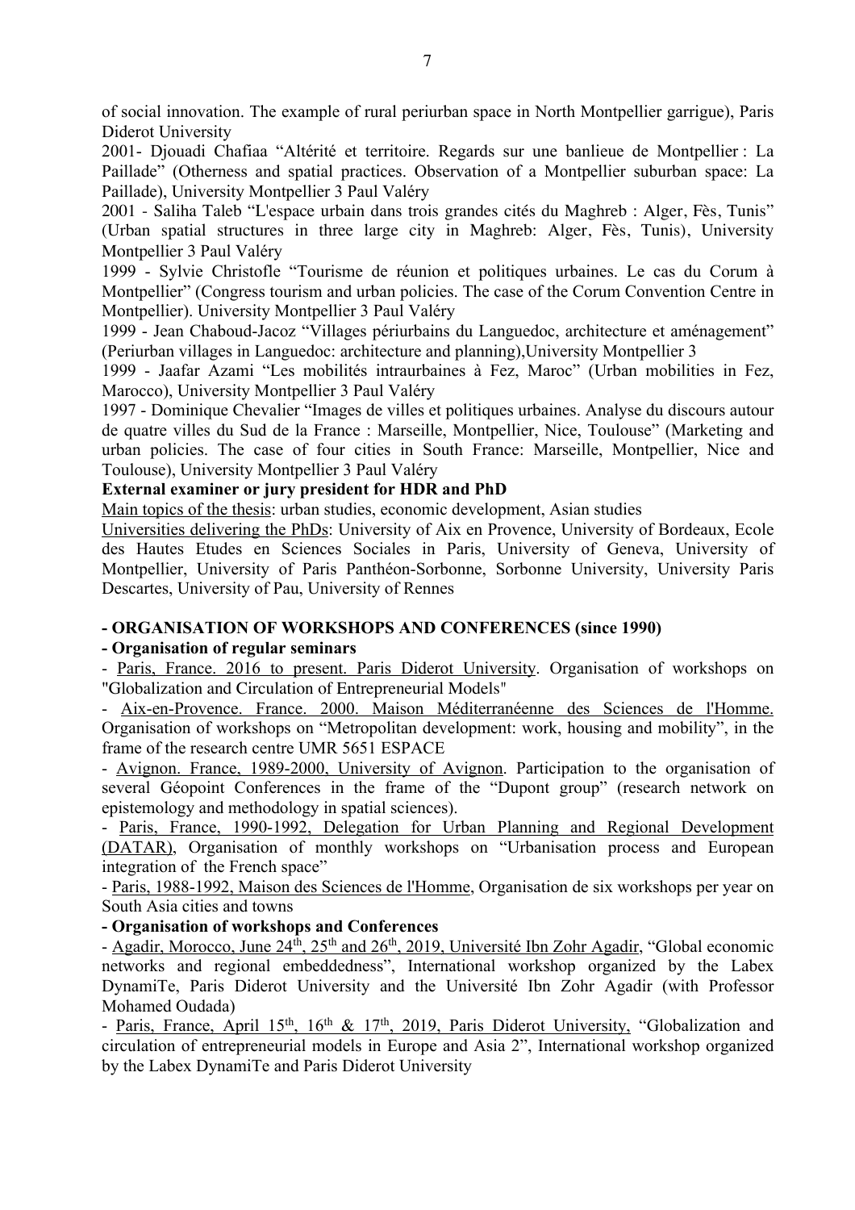of social innovation. The example of rural periurban space in North Montpellier garrigue), Paris Diderot University

2001- Djouadi Chafiaa "Altérité et territoire. Regards sur une banlieue de Montpellier : La Paillade" (Otherness and spatial practices. Observation of a Montpellier suburban space: La Paillade), University Montpellier 3 Paul Valéry

2001 - Saliha Taleb "L'espace urbain dans trois grandes cités du Maghreb : Alger, Fès, Tunis" (Urban spatial structures in three large city in Maghreb: Alger, Fès, Tunis), University Montpellier 3 Paul Valéry

1999 - Sylvie Christofle "Tourisme de réunion et politiques urbaines. Le cas du Corum à Montpellier" (Congress tourism and urban policies. The case of the Corum Convention Centre in Montpellier). University Montpellier 3 Paul Valéry

1999 - Jean Chaboud-Jacoz "Villages périurbains du Languedoc, architecture et aménagement" (Periurban villages in Languedoc: architecture and planning),University Montpellier 3

1999 - Jaafar Azami "Les mobilités intraurbaines à Fez, Maroc" (Urban mobilities in Fez, Marocco), University Montpellier 3 Paul Valéry

1997 - Dominique Chevalier "Images de villes et politiques urbaines. Analyse du discours autour de quatre villes du Sud de la France : Marseille, Montpellier, Nice, Toulouse" (Marketing and urban policies. The case of four cities in South France: Marseille, Montpellier, Nice and Toulouse), University Montpellier 3 Paul Valéry

**External examiner or jury president for HDR and PhD**

Main topics of the thesis: urban studies, economic development, Asian studies

Universities delivering the PhDs: University of Aix en Provence, University of Bordeaux, Ecole des Hautes Etudes en Sciences Sociales in Paris, University of Geneva, University of Montpellier, University of Paris Panthéon-Sorbonne, Sorbonne University, University Paris Descartes, University of Pau, University of Rennes

**- ORGANISATION OF WORKSHOPS AND CONFERENCES (since 1990)**

**- Organisation of regular seminars**

- Paris, France. 2016 to present. Paris Diderot University. Organisation of workshops on "Globalization and Circulation of Entrepreneurial Models"
- Aix-en-Provence. France. 2000. Maison Méditerranéenne des Sciences de l'Homme. Organisation of workshops on "Metropolitan development: work, housing and mobility", in the frame of the research centre UMR 5651 ESPACE
- Avignon. France, 1989-2000, University of Avignon. Participation to the organisation of several Géopoint Conferences in the frame of the "Dupont group" (research network on epistemology and methodology in spatial sciences).
- Paris, France, 1990-1992, Delegation for Urban Planning and Regional Development (DATAR), Organisation of monthly workshops on "Urbanisation process and European integration of the French space"
- Paris, 1988-1992, Maison des Sciences de l'Homme, Organisation de six workshops per year on South Asia cities and towns

**- Organisation of workshops and Conferences**

- Agadir, Morocco, June 24th, 25th and 26th, 2019, Université Ibn Zohr Agadir, "Global economic networks and regional embeddedness", International workshop organized by the Labex DynamiTe, Paris Diderot University and the Université Ibn Zohr Agadir (with Professor Mohamed Oudada)
- Paris, France, April 15th, 16th & 17th, 2019, Paris Diderot University, "Globalization and circulation of entrepreneurial models in Europe and Asia 2", International workshop organized by the Labex DynamiTe and Paris Diderot University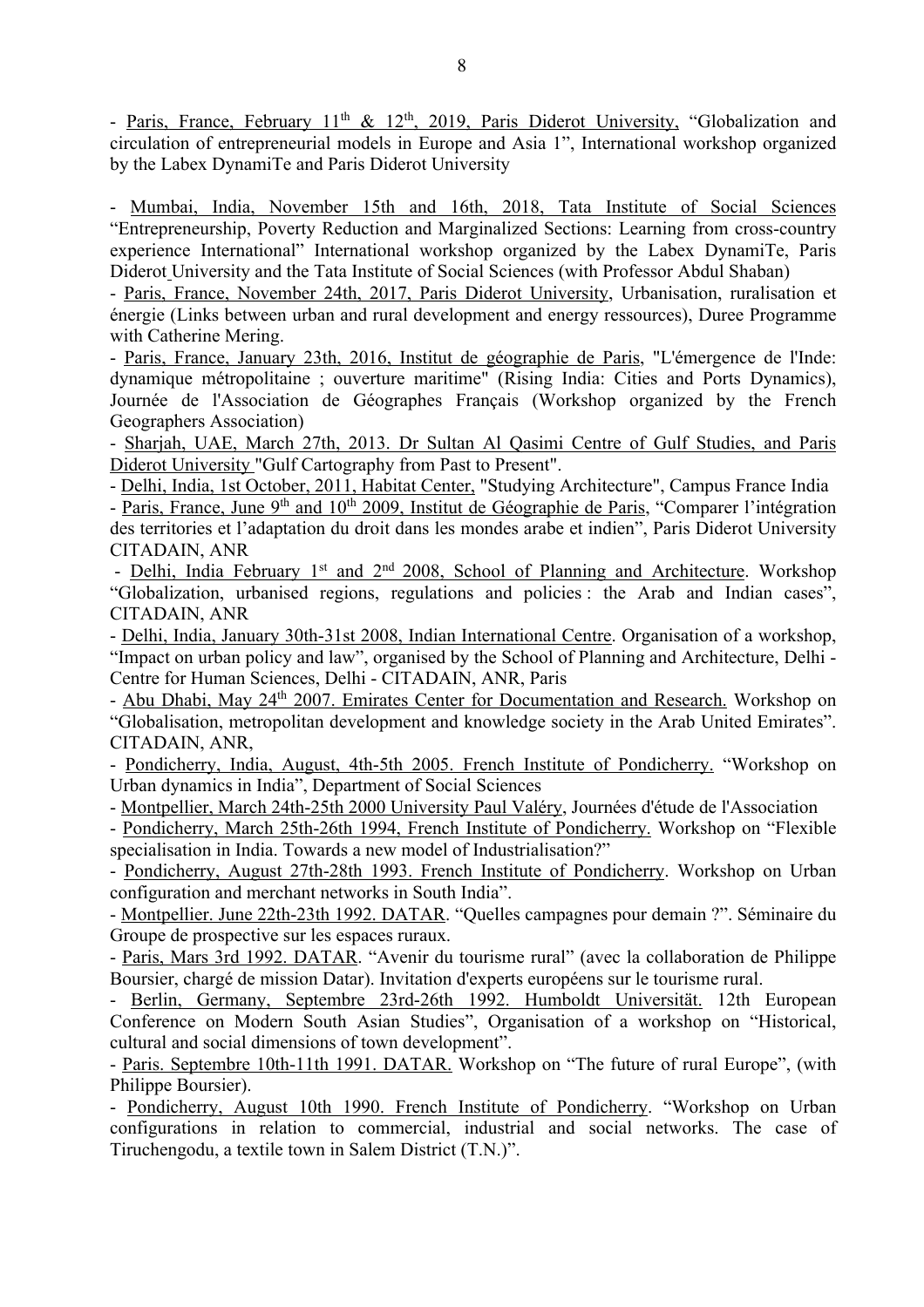- Paris, France, February 11th & 12th, 2019, Paris Diderot University, "Globalization and circulation of entrepreneurial models in Europe and Asia 1", International workshop organized by the Labex DynamiTe and Paris Diderot University

- Mumbai, India, November 15th and 16th, 2018, Tata Institute of Social Sciences "Entrepreneurship, Poverty Reduction and Marginalized Sections: Learning from cross-country experience International" International workshop organized by the Labex DynamiTe, Paris Diderot University and the Tata Institute of Social Sciences (with Professor Abdul Shaban)

- Paris, France, November 24th, 2017, Paris Diderot University, Urbanisation, ruralisation et énergie (Links between urban and rural development and energy ressources), Duree Programme with Catherine Mering.

- Paris, France, January 23th, 2016, Institut de géographie de Paris, "L'émergence de l'Inde: dynamique métropolitaine ; ouverture maritime" (Rising India: Cities and Ports Dynamics), Journée de l'Association de Géographes Français (Workshop organized by the French Geographers Association)

- Sharjah, UAE, March 27th, 2013. Dr Sultan Al Qasimi Centre of Gulf Studies, and Paris Diderot University "Gulf Cartography from Past to Present".

- Delhi, India, 1st October, 2011, Habitat Center, "Studying Architecture", Campus France India

- Paris, France, June 9th and 10th 2009, Institut de Géographie de Paris, "Comparer l'intégration des territories et l'adaptation du droit dans les mondes arabe et indien", Paris Diderot University CITADAIN, ANR

- Delhi, India February 1st and 2nd 2008, School of Planning and Architecture. Workshop "Globalization, urbanised regions, regulations and policies : the Arab and Indian cases", CITADAIN, ANR

- Delhi, India, January 30th-31st 2008, Indian International Centre. Organisation of a workshop, "Impact on urban policy and law", organised by the School of Planning and Architecture, Delhi - Centre for Human Sciences, Delhi - CITADAIN, ANR, Paris

- Abu Dhabi, May 24th 2007. Emirates Center for Documentation and Research. Workshop on "Globalisation, metropolitan development and knowledge society in the Arab United Emirates". CITADAIN, ANR,

- Pondicherry, India, August, 4th-5th 2005. French Institute of Pondicherry. "Workshop on Urban dynamics in India", Department of Social Sciences

- Montpellier, March 24th-25th 2000 University Paul Valéry, Journées d'étude de l'Association

- Pondicherry, March 25th-26th 1994, French Institute of Pondicherry. Workshop on "Flexible specialisation in India. Towards a new model of Industrialisation?"

- Pondicherry, August 27th-28th 1993. French Institute of Pondicherry. Workshop on Urban configuration and merchant networks in South India".

- Montpellier. June 22th-23th 1992. DATAR. "Quelles campagnes pour demain ?". Séminaire du Groupe de prospective sur les espaces ruraux.

- Paris, Mars 3rd 1992. DATAR. "Avenir du tourisme rural" (avec la collaboration de Philippe Boursier, chargé de mission Datar). Invitation d'experts européens sur le tourisme rural.

- Berlin, Germany, Septembre 23rd-26th 1992. Humboldt Universität. 12th European Conference on Modern South Asian Studies", Organisation of a workshop on "Historical, cultural and social dimensions of town development".

- Paris. Septembre 10th-11th 1991. DATAR. Workshop on "The future of rural Europe", (with Philippe Boursier).

- Pondicherry, August 10th 1990. French Institute of Pondicherry. "Workshop on Urban configurations in relation to commercial, industrial and social networks. The case of Tiruchengodu, a textile town in Salem District (T.N.)".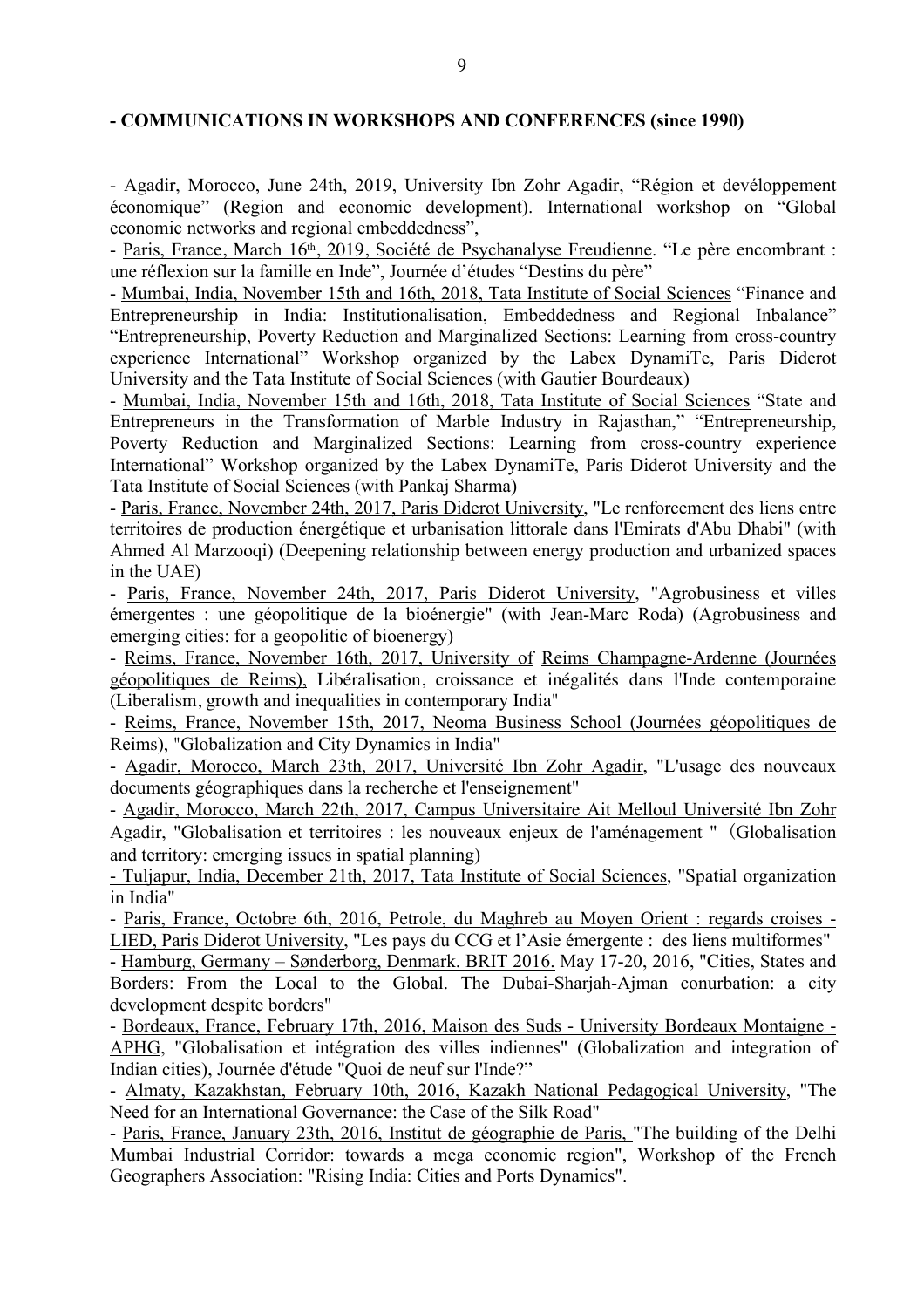## - COMMUNICATIONS IN WORKSHOPS AND CONFERENCES (since 1990)

- Agadir, Morocco, June 24th, 2019, University Ibn Zohr Agadir, "Région et devéloppement économique" (Region and economic development). International workshop on "Global economic networks and regional embeddedness",
- Paris, France, March 16th, 2019, Société de Psychanalyse Freudienne. "Le père encombrant : une réflexion sur la famille en Inde", Journée d'études "Destins du père"
- Mumbai, India, November 15th and 16th, 2018, Tata Institute of Social Sciences "Finance and Entrepreneurship in India: Institutionalisation, Embeddedness and Regional Inbalance" "Entrepreneurship, Poverty Reduction and Marginalized Sections: Learning from cross-country experience International" Workshop organized by the Labex DynamiTe, Paris Diderot University and the Tata Institute of Social Sciences (with Gautier Bourdeaux)
- Mumbai, India, November 15th and 16th, 2018, Tata Institute of Social Sciences "State and Entrepreneurs in the Transformation of Marble Industry in Rajasthan," "Entrepreneurship, Poverty Reduction and Marginalized Sections: Learning from cross-country experience International" Workshop organized by the Labex DynamiTe, Paris Diderot University and the Tata Institute of Social Sciences (with Pankaj Sharma)
- Paris, France, November 24th, 2017, Paris Diderot University, "Le renforcement des liens entre territoires de production énergétique et urbanisation littorale dans l'Emirats d'Abu Dhabi" (with Ahmed Al Marzooqi) (Deepening relationship between energy production and urbanized spaces in the UAE)
- Paris, France, November 24th, 2017, Paris Diderot University, "Agrobusiness et villes émergentes : une géopolitique de la bioénergie" (with Jean-Marc Roda) (Agrobusiness and emerging cities: for a geopolitic of bioenergy)
- Reims, France, November 16th, 2017, University of Reims Champagne-Ardenne (Journées géopolitiques de Reims), Libéralisation, croissance et inégalités dans l'Inde contemporaine (Liberalism, growth and inequalities in contemporary India"
- Reims, France, November 15th, 2017, Neoma Business School (Journées géopolitiques de Reims), "Globalization and City Dynamics in India"
- Agadir, Morocco, March 23th, 2017, Université Ibn Zohr Agadir, "L'usage des nouveaux documents géographiques dans la recherche et l'enseignement"
- Agadir, Morocco, March 22th, 2017, Campus Universitaire Ait Melloul Université Ibn Zohr Agadir, "Globalisation et territoires : les nouveaux enjeux de l'aménagement " (Globalisation and territory: emerging issues in spatial planning)
- Tuljapur, India, December 21th, 2017, Tata Institute of Social Sciences, "Spatial organization in India"
- Paris, France, Octobre 6th, 2016, Petrole, du Maghreb au Moyen Orient : regards croises - LIED, Paris Diderot University, "Les pays du CCG et l'Asie émergente : des liens multiformes"
- Hamburg, Germany – Sønderborg, Denmark. BRIT 2016. May 17-20, 2016, "Cities, States and Borders: From the Local to the Global. The Dubai-Sharjah-Ajman conurbation: a city development despite borders"
- Bordeaux, France, February 17th, 2016, Maison des Suds - University Bordeaux Montaigne - APHG, "Globalisation et intégration des villes indiennes" (Globalization and integration of Indian cities), Journée d'étude "Quoi de neuf sur l'Inde?"
- Almaty, Kazakhstan, February 10th, 2016, Kazakh National Pedagogical University, "The Need for an International Governance: the Case of the Silk Road"
- Paris, France, January 23th, 2016, Institut de géographie de Paris, "The building of the Delhi Mumbai Industrial Corridor: towards a mega economic region", Workshop of the French Geographers Association: "Rising India: Cities and Ports Dynamics".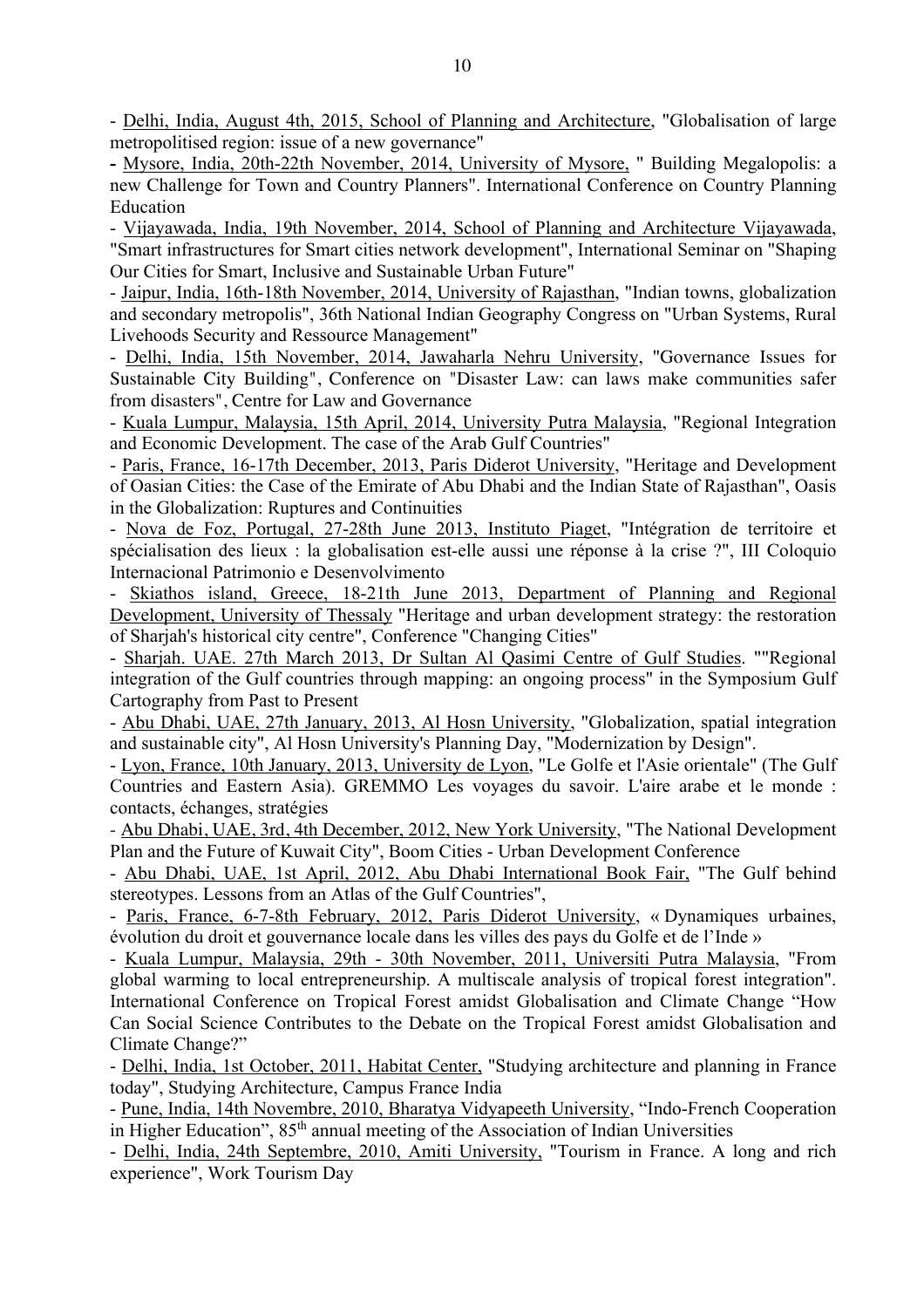- <u>Delhi, India, August 4th, 2015, School of Planning and Architecture</u>, "Globalisation of large metropolitised region: issue of a new governance"

- <u>Mysore, India, 20th-22th November, 2014, University of Mysore,</u> " Building Megalopolis: a new Challenge for Town and Country Planners". International Conference on Country Planning Education

- <u>Vijayawada, India, 19th November, 2014, School of Planning and Architecture Vijayawada</u>, "Smart infrastructures for Smart cities network development", International Seminar on "Shaping Our Cities for Smart, Inclusive and Sustainable Urban Future"

- <u>Jaipur, India, 16th-18th November, 2014, University of Rajasthan</u>, "Indian towns, globalization and secondary metropolis", 36th National Indian Geography Congress on "Urban Systems, Rural Livehoods Security and Ressource Management"

- <u>Delhi, India, 15th November, 2014, Jawaharla Nehru University</u>, "Governance Issues for Sustainable City Building", Conference on "Disaster Law: can laws make communities safer from disasters", Centre for Law and Governance

- <u>Kuala Lumpur, Malaysia, 15th April, 2014, University Putra Malaysia</u>, "Regional Integration and Economic Development. The case of the Arab Gulf Countries"

- <u>Paris, France, 16-17th December, 2013, Paris Diderot University</u>, "Heritage and Development of Oasian Cities: the Case of the Emirate of Abu Dhabi and the Indian State of Rajasthan", Oasis in the Globalization: Ruptures and Continuities

- <u>Nova de Foz, Portugal, 27-28th June 2013, Instituto Piaget</u>, "Intégration de territoire et spécialisation des lieux : la globalisation est-elle aussi une réponse à la crise ?", III Coloquio Internacional Patrimonio e Desenvolvimento

- <u>Skiathos island, Greece, 18-21th June 2013, Department of Planning and Regional Development, University of Thessaly</u> "Heritage and urban development strategy: the restoration of Sharjah's historical city centre", Conference "Changing Cities"

- <u>Sharjah. UAE. 27th March 2013, Dr Sultan Al Qasimi Centre of Gulf Studies</u>. ""Regional integration of the Gulf countries through mapping: an ongoing process" in the Symposium Gulf Cartography from Past to Present

- <u>Abu Dhabi, UAE, 27th January, 2013, Al Hosn University</u>, "Globalization, spatial integration and sustainable city", Al Hosn University's Planning Day, "Modernization by Design".

- <u>Lyon, France, 10th January, 2013, University de Lyon</u>, "Le Golfe et l'Asie orientale" (The Gulf Countries and Eastern Asia). GREMMO Les voyages du savoir. L'aire arabe et le monde : contacts, échanges, stratégies

- <u>Abu Dhabi, UAE, 3rd, 4th December, 2012, New York University</u>, "The National Development Plan and the Future of Kuwait City", Boom Cities - Urban Development Conference

- <u>Abu Dhabi, UAE, 1st April, 2012, Abu Dhabi International Book Fair,</u> "The Gulf behind stereotypes. Lessons from an Atlas of the Gulf Countries",

- <u>Paris, France, 6-7-8th February, 2012, Paris Diderot University</u>, « Dynamiques urbaines, évolution du droit et gouvernance locale dans les villes des pays du Golfe et de l'Inde »

- <u>Kuala Lumpur, Malaysia, 29th - 30th November, 2011, Universiti Putra Malaysia</u>, "From global warming to local entrepreneurship. A multiscale analysis of tropical forest integration". International Conference on Tropical Forest amidst Globalisation and Climate Change "How Can Social Science Contributes to the Debate on the Tropical Forest amidst Globalisation and Climate Change?"

- <u>Delhi, India, 1st October, 2011, Habitat Center,</u> "Studying architecture and planning in France today", Studying Architecture, Campus France India

- <u>Pune, India, 14th Novembre, 2010, Bharatya Vidyapeeth University</u>, "Indo-French Cooperation in Higher Education", 85th annual meeting of the Association of Indian Universities

- <u>Delhi, India, 24th Septembre, 2010, Amiti University,</u> "Tourism in France. A long and rich experience", Work Tourism Day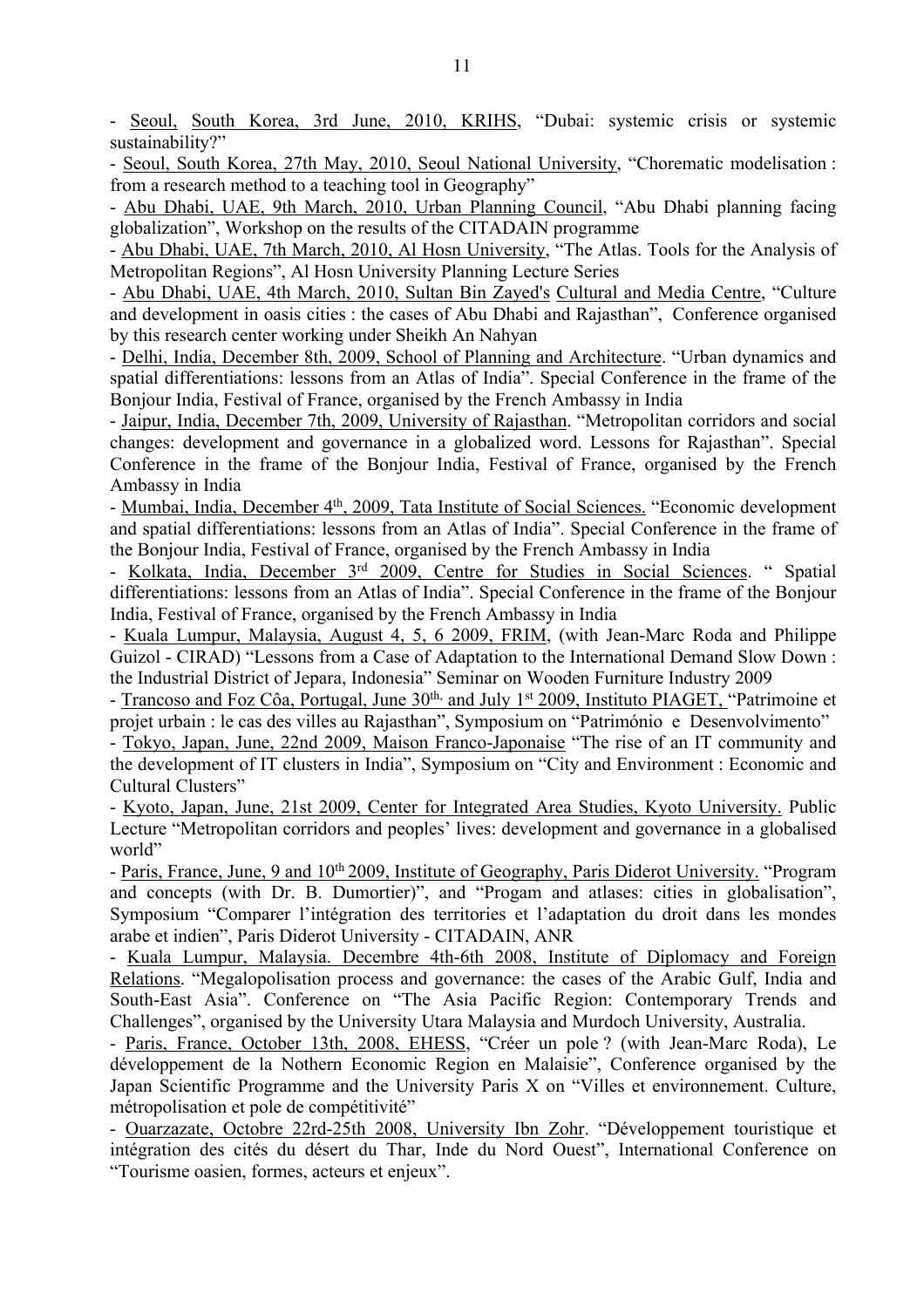- <u>Seoul, South Korea, 3rd June, 2010, KRIHS</u>, "Dubai: systemic crisis or systemic sustainability?"

- <u>Seoul, South Korea, 27th May, 2010, Seoul National University</u>, "Chorematic modelisation : from a research method to a teaching tool in Geography"

- <u>Abu Dhabi, UAE, 9th March, 2010, Urban Planning Council</u>, "Abu Dhabi planning facing globalization", Workshop on the results of the CITADAIN programme

- <u>Abu Dhabi, UAE, 7th March, 2010, Al Hosn University</u>, "The Atlas. Tools for the Analysis of Metropolitan Regions", Al Hosn University Planning Lecture Series

- <u>Abu Dhabi, UAE, 4th March, 2010, Sultan Bin Zayed's Cultural and Media Centre</u>, "Culture and development in oasis cities : the cases of Abu Dhabi and Rajasthan", Conference organised by this research center working under Sheikh An Nahyan

- <u>Delhi, India, December 8th, 2009, School of Planning and Architecture</u>. "Urban dynamics and spatial differentiations: lessons from an Atlas of India". Special Conference in the frame of the Bonjour India, Festival of France, organised by the French Ambassy in India

- <u>Jaipur, India, December 7th, 2009, University of Rajasthan</u>. "Metropolitan corridors and social changes: development and governance in a globalized word. Lessons for Rajasthan". Special Conference in the frame of the Bonjour India, Festival of France, organised by the French Ambassy in India

- <u>Mumbai, India, December 4th, 2009, Tata Institute of Social Sciences.</u> "Economic development and spatial differentiations: lessons from an Atlas of India". Special Conference in the frame of the Bonjour India, Festival of France, organised by the French Ambassy in India

- <u>Kolkata, India, December 3rd 2009, Centre for Studies in Social Sciences</u>. " Spatial differentiations: lessons from an Atlas of India". Special Conference in the frame of the Bonjour India, Festival of France, organised by the French Ambassy in India

- <u>Kuala Lumpur, Malaysia, August 4, 5, 6 2009, FRIM</u>, (with Jean-Marc Roda and Philippe Guizol - CIRAD) "Lessons from a Case of Adaptation to the International Demand Slow Down : the Industrial District of Jepara, Indonesia" Seminar on Wooden Furniture Industry 2009

- <u>Trancoso and Foz Côa, Portugal, June 30th, and July 1st 2009, Instituto PIAGET,</u> "Patrimoine et projet urbain : le cas des villes au Rajasthan", Symposium on "Património e Desenvolvimento"

- <u>Tokyo, Japan, June, 22nd 2009, Maison Franco-Japonaise</u> "The rise of an IT community and the development of IT clusters in India", Symposium on "City and Environment : Economic and Cultural Clusters"

- <u>Kyoto, Japan, June, 21st 2009, Center for Integrated Area Studies, Kyoto University.</u> Public Lecture "Metropolitan corridors and peoples' lives: development and governance in a globalised world"

- <u>Paris, France, June, 9 and 10th 2009, Institute of Geography, Paris Diderot University.</u> "Program and concepts (with Dr. B. Dumortier)", and "Progam and atlases: cities in globalisation", Symposium "Comparer l'intégration des territories et l'adaptation du droit dans les mondes arabe et indien", Paris Diderot University - CITADAIN, ANR

- <u>Kuala Lumpur, Malaysia. Decembre 4th-6th 2008, Institute of Diplomacy and Foreign Relations</u>. "Megalopolisation process and governance: the cases of the Arabic Gulf, India and South-East Asia". Conference on "The Asia Pacific Region: Contemporary Trends and Challenges", organised by the University Utara Malaysia and Murdoch University, Australia.

- <u>Paris, France, October 13th, 2008, EHESS</u>, "Créer un pole ? (with Jean-Marc Roda), Le développement de la Nothern Economic Region en Malaisie", Conference organised by the Japan Scientific Programme and the University Paris X on "Villes et environnement. Culture, métropolisation et pole de compétitivité"

- <u>Ouarzazate, Octobre 22rd-25th 2008, University Ibn Zohr</u>. "Développement touristique et intégration des cités du désert du Thar, Inde du Nord Ouest", International Conference on "Tourisme oasien, formes, acteurs et enjeux".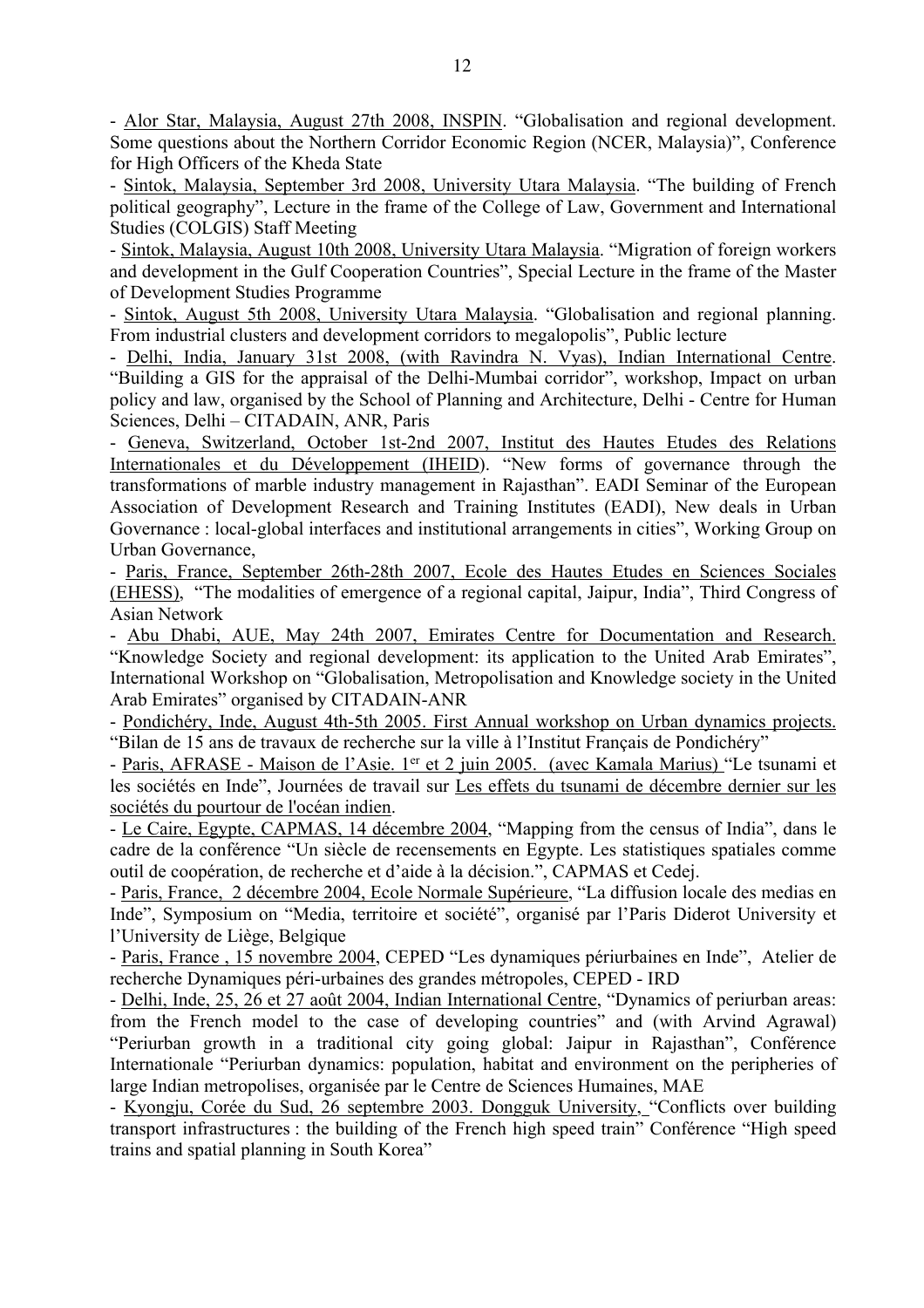- <u>Alor Star, Malaysia, August 27th 2008, INSPIN</u>. "Globalisation and regional development. Some questions about the Northern Corridor Economic Region (NCER, Malaysia)", Conference for High Officers of the Kheda State

- <u>Sintok, Malaysia, September 3rd 2008, University Utara Malaysia</u>. "The building of French political geography", Lecture in the frame of the College of Law, Government and International Studies (COLGIS) Staff Meeting

- <u>Sintok, Malaysia, August 10th 2008, University Utara Malaysia</u>. "Migration of foreign workers and development in the Gulf Cooperation Countries", Special Lecture in the frame of the Master of Development Studies Programme

- <u>Sintok, August 5th 2008, University Utara Malaysia</u>. "Globalisation and regional planning. From industrial clusters and development corridors to megalopolis", Public lecture

- <u>Delhi, India, January 31st 2008, (with Ravindra N. Vyas), Indian International Centre</u>. "Building a GIS for the appraisal of the Delhi-Mumbai corridor", workshop, Impact on urban policy and law, organised by the School of Planning and Architecture, Delhi - Centre for Human Sciences, Delhi – CITADAIN, ANR, Paris

- <u>Geneva, Switzerland, October 1st-2nd 2007, Institut des Hautes Etudes des Relations Internationales et du Développement (IHEID)</u>. "New forms of governance through the transformations of marble industry management in Rajasthan". EADI Seminar of the European Association of Development Research and Training Institutes (EADI), New deals in Urban Governance : local-global interfaces and institutional arrangements in cities", Working Group on Urban Governance,

- <u>Paris, France, September 26th-28th 2007, Ecole des Hautes Etudes en Sciences Sociales (EHESS)</u>, "The modalities of emergence of a regional capital, Jaipur, India", Third Congress of Asian Network

- <u>Abu Dhabi, AUE, May 24th 2007, Emirates Centre for Documentation and Research.</u> "Knowledge Society and regional development: its application to the United Arab Emirates", International Workshop on "Globalisation, Metropolisation and Knowledge society in the United Arab Emirates" organised by CITADAIN-ANR

- <u>Pondichéry, Inde, August 4th-5th 2005. First Annual workshop on Urban dynamics projects.</u> "Bilan de 15 ans de travaux de recherche sur la ville à l'Institut Français de Pondichéry"

- <u>Paris, AFRASE - Maison de l'Asie. 1er et 2 juin 2005. (avec Kamala Marius)</u> "Le tsunami et les sociétés en Inde", Journées de travail sur <u>Les effets du tsunami de décembre dernier sur les sociétés du pourtour de l'océan indien</u>.

- <u>Le Caire, Egypte, CAPMAS, 14 décembre 2004</u>, "Mapping from the census of India", dans le cadre de la conférence "Un siècle de recensements en Egypte. Les statistiques spatiales comme outil de coopération, de recherche et d'aide à la décision.", CAPMAS et Cedej.

- <u>Paris, France, 2 décembre 2004, Ecole Normale Supérieure</u>, "La diffusion locale des medias en Inde", Symposium on "Media, territoire et société", organisé par l'Paris Diderot University et l'University de Liège, Belgique

- <u>Paris, France , 15 novembre 2004</u>, CEPED "Les dynamiques périurbaines en Inde", Atelier de recherche Dynamiques péri-urbaines des grandes métropoles, CEPED - IRD

- <u>Delhi, Inde, 25, 26 et 27 août 2004, Indian International Centre</u>, "Dynamics of periurban areas: from the French model to the case of developing countries" and (with Arvind Agrawal) "Periurban growth in a traditional city going global: Jaipur in Rajasthan", Conférence Internationale "Periurban dynamics: population, habitat and environment on the peripheries of large Indian metropolises, organisée par le Centre de Sciences Humaines, MAE

- <u>Kyongju, Corée du Sud, 26 septembre 2003. Dongguk University,</u> "Conflicts over building transport infrastructures : the building of the French high speed train" Conférence "High speed trains and spatial planning in South Korea"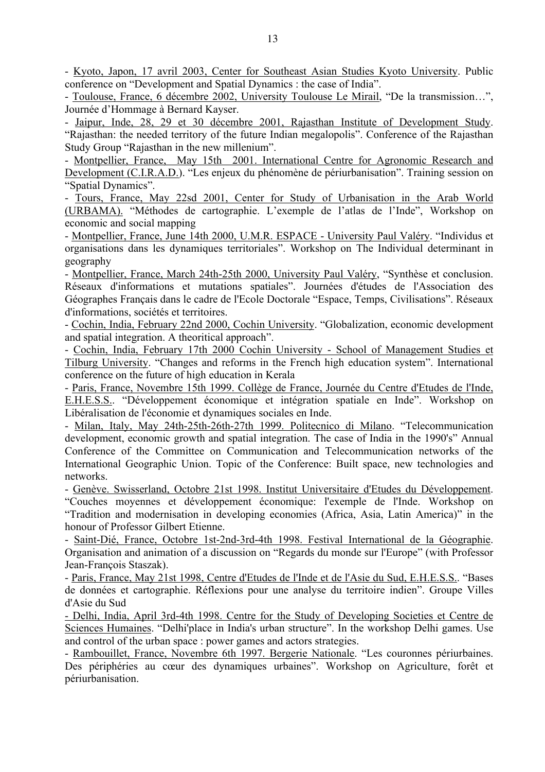- <u>Kyoto, Japon, 17 avril 2003, Center for Southeast Asian Studies Kyoto University</u>. Public conference on “Development and Spatial Dynamics : the case of India”.

- <u>Toulouse, France, 6 décembre 2002, University Toulouse Le Mirail</u>, “De la transmission…”, Journée d’Hommage à Bernard Kayser.

- <u>Jaipur, Inde, 28, 29 et 30 décembre 2001, Rajasthan Institute of Development Study</u>. “Rajasthan: the needed territory of the future Indian megalopolis”. Conference of the Rajasthan Study Group “Rajasthan in the new millenium”.

- <u>Montpellier, France, May 15th 2001. International Centre for Agronomic Research and Development (C.I.R.A.D.)</u>. “Les enjeux du phénomène de périurbanisation”. Training session on “Spatial Dynamics”.

- <u>Tours, France, May 22sd 2001, Center for Study of Urbanisation in the Arab World (URBAMA).</u> “Méthodes de cartographie. L’exemple de l’atlas de l’Inde”, Workshop on economic and social mapping

- <u>Montpellier, France, June 14th 2000, U.M.R. ESPACE - University Paul Valéry</u>. “Individus et organisations dans les dynamiques territoriales”. Workshop on The Individual determinant in geography

- <u>Montpellier, France, March 24th-25th 2000, University Paul Valéry</u>, “Synthèse et conclusion. Réseaux d'informations et mutations spatiales”. Journées d'études de l'Association des Géographes Français dans le cadre de l'Ecole Doctorale “Espace, Temps, Civilisations”. Réseaux d'informations, sociétés et territoires.

- <u>Cochin, India, February 22nd 2000, Cochin University</u>. “Globalization, economic development and spatial integration. A theoritical approach”.

- <u>Cochin, India, February 17th 2000 Cochin University - School of Management Studies et Tilburg University</u>. “Changes and reforms in the French high education system”. International conference on the future of high education in Kerala

- <u>Paris, France, Novembre 15th 1999. Collège de France, Journée du Centre d'Etudes de l'Inde, E.H.E.S.S.</u>. “Développement économique et intégration spatiale en Inde”. Workshop on Libéralisation de l'économie et dynamiques sociales en Inde.

- <u>Milan, Italy, May 24th-25th-26th-27th 1999. Politecnico di Milano</u>. “Telecommunication development, economic growth and spatial integration. The case of India in the 1990's” Annual Conference of the Committee on Communication and Telecommunication networks of the International Geographic Union. Topic of the Conference: Built space, new technologies and networks.

- <u>Genève. Swisserland, Octobre 21st 1998. Institut Universitaire d'Etudes du Développement</u>. “Couches moyennes et développement économique: l'exemple de l'Inde. Workshop on “Tradition and modernisation in developing economies (Africa, Asia, Latin America)” in the honour of Professor Gilbert Etienne.

- <u>Saint-Dié, France, Octobre 1st-2nd-3rd-4th 1998. Festival International de la Géographie</u>. Organisation and animation of a discussion on “Regards du monde sur l'Europe” (with Professor Jean-François Staszak).

- <u>Paris, France, May 21st 1998, Centre d'Etudes de l'Inde et de l'Asie du Sud, E.H.E.S.S.</u>. “Bases de données et cartographie. Réflexions pour une analyse du territoire indien”. Groupe Villes d'Asie du Sud

- <u>Delhi, India, April 3rd-4th 1998. Centre for the Study of Developing Societies et Centre de Sciences Humaines</u>. “Delhi'place in India's urban structure”. In the workshop Delhi games. Use and control of the urban space : power games and actors strategies.

- <u>Rambouillet, France, Novembre 6th 1997. Bergerie Nationale</u>. “Les couronnes périurbaines. Des périphéries au cœur des dynamiques urbaines”. Workshop on Agriculture, forêt et périurbanisation.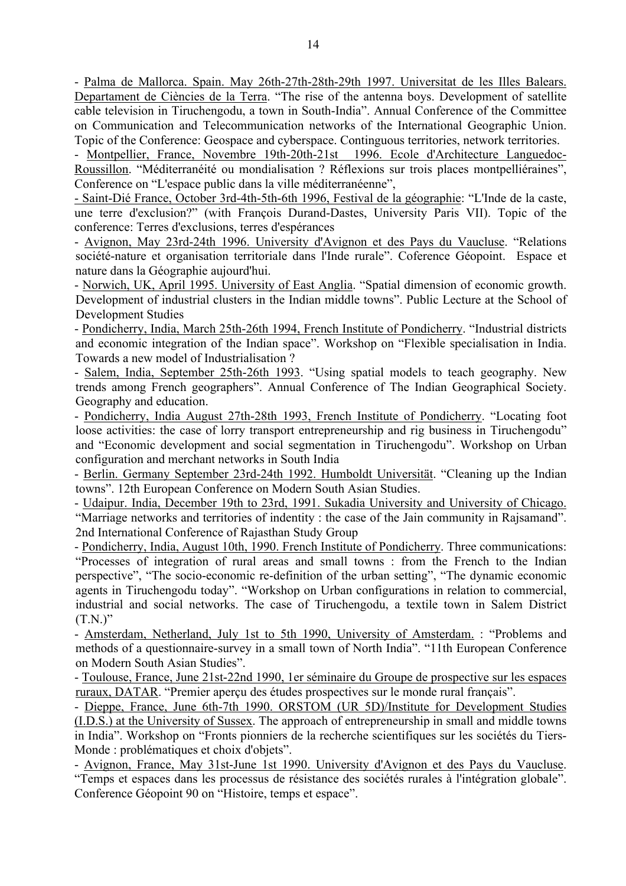- <u>Palma de Mallorca. Spain. May 26th-27th-28th-29th 1997. Universitat de les Illes Balears. Departament de Ciències de la Terra</u>. "The rise of the antenna boys. Development of satellite cable television in Tiruchengodu, a town in South-India". Annual Conference of the Committee on Communication and Telecommunication networks of the International Geographic Union. Topic of the Conference: Geospace and cyberspace. Continguous territories, network territories.
- <u>Montpellier, France, Novembre 19th-20th-21st 1996. Ecole d'Architecture Languedoc-Roussillon</u>. "Méditerranéité ou mondialisation ? Réflexions sur trois places montpelliéraines", Conference on "L'espace public dans la ville méditerranéenne",
<u>- Saint-Dié France, October 3rd-4th-5th-6th 1996, Festival de la géographie</u>: "L'Inde de la caste, une terre d'exclusion?" (with François Durand-Dastes, University Paris VII). Topic of the conference: Terres d'exclusions, terres d'espérances
- <u>Avignon, May 23rd-24th 1996. University d'Avignon et des Pays du Vaucluse</u>. "Relations société-nature et organisation territoriale dans l'Inde rurale". Coference Géopoint. Espace et nature dans la Géographie aujourd'hui.
- <u>Norwich, UK, April 1995. University of East Anglia</u>. "Spatial dimension of economic growth. Development of industrial clusters in the Indian middle towns". Public Lecture at the School of Development Studies
- <u>Pondicherry, India, March 25th-26th 1994, French Institute of Pondicherry</u>. "Industrial districts and economic integration of the Indian space". Workshop on "Flexible specialisation in India. Towards a new model of Industrialisation ?
- <u>Salem, India, September 25th-26th 1993</u>. "Using spatial models to teach geography. New trends among French geographers". Annual Conference of The Indian Geographical Society. Geography and education.
- <u>Pondicherry, India August 27th-28th 1993, French Institute of Pondicherry</u>. "Locating foot loose activities: the case of lorry transport entrepreneurship and rig business in Tiruchengodu" and "Economic development and social segmentation in Tiruchengodu". Workshop on Urban configuration and merchant networks in South India
- <u>Berlin. Germany September 23rd-24th 1992. Humboldt Universität</u>. "Cleaning up the Indian towns". 12th European Conference on Modern South Asian Studies.
- <u>Udaipur. India, December 19th to 23rd, 1991. Sukadia University and University of Chicago.</u> "Marriage networks and territories of indentity : the case of the Jain community in Rajsamand". 2nd International Conference of Rajasthan Study Group
- <u>Pondicherry, India, August 10th, 1990. French Institute of Pondicherry</u>. Three communications: "Processes of integration of rural areas and small towns : from the French to the Indian perspective", "The socio-economic re-definition of the urban setting", "The dynamic economic agents in Tiruchengodu today". "Workshop on Urban configurations in relation to commercial, industrial and social networks. The case of Tiruchengodu, a textile town in Salem District (T.N.)"
- <u>Amsterdam, Netherland, July 1st to 5th 1990, University of Amsterdam.</u> : "Problems and methods of a questionnaire-survey in a small town of North India". "11th European Conference on Modern South Asian Studies".
- <u>Toulouse, France, June 21st-22nd 1990, 1er séminaire du Groupe de prospective sur les espaces ruraux, DATAR</u>. "Premier aperçu des études prospectives sur le monde rural français".
- <u>Dieppe, France, June 6th-7th 1990. ORSTOM (UR 5D)/Institute for Development Studies (I.D.S.) at the University of Sussex</u>. The approach of entrepreneurship in small and middle towns in India". Workshop on "Fronts pionniers de la recherche scientifiques sur les sociétés du Tiers-Monde : problématiques et choix d'objets".
- <u>Avignon, France, May 31st-June 1st 1990. University d'Avignon et des Pays du Vaucluse</u>. "Temps et espaces dans les processus de résistance des sociétés rurales à l'intégration globale". Conference Géopoint 90 on "Histoire, temps et espace".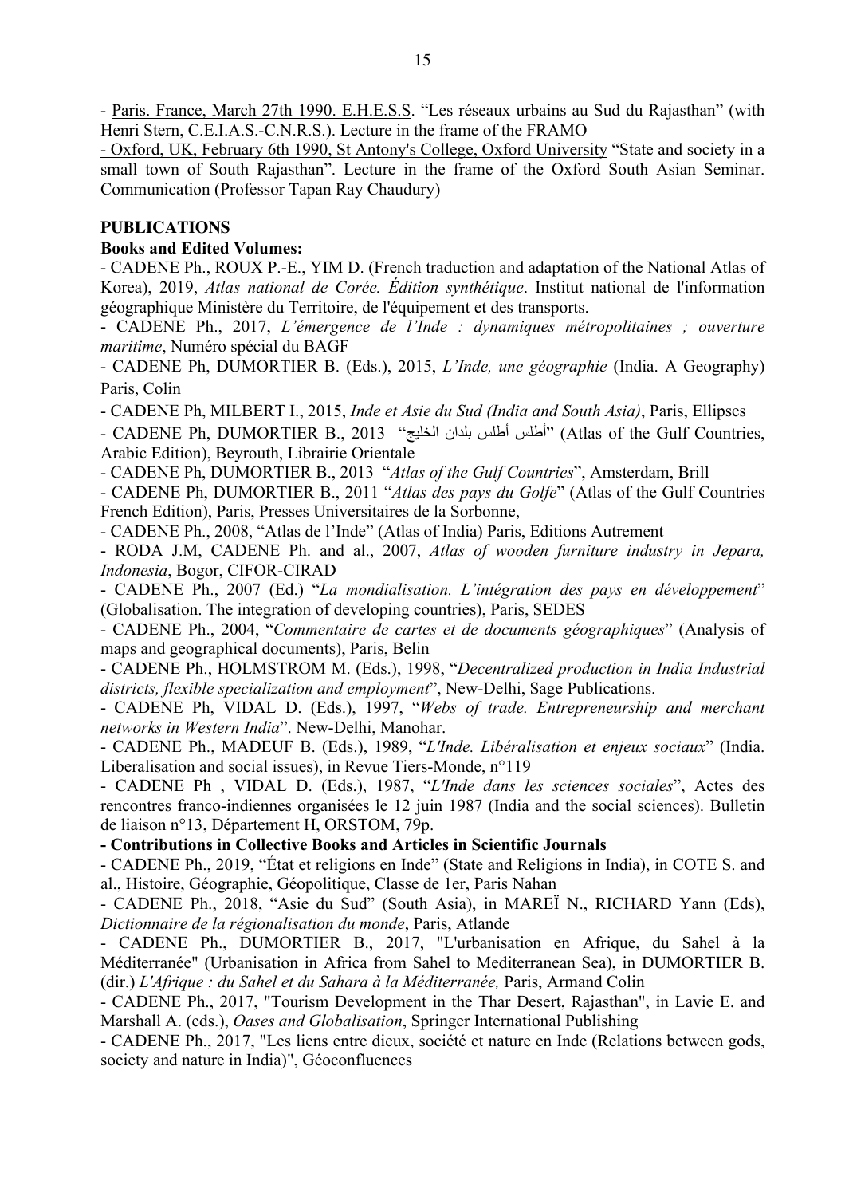- <u>Paris. France, March 27th 1990. E.H.E.S.S</u>. "Les réseaux urbains au Sud du Rajasthan" (with Henri Stern, C.E.I.A.S.-C.N.R.S.). Lecture in the frame of the FRAMO

- <u>Oxford, UK, February 6th 1990, St Antony's College, Oxford University</u> "State and society in a small town of South Rajasthan". Lecture in the frame of the Oxford South Asian Seminar. Communication (Professor Tapan Ray Chaudury)

## PUBLICATIONS

### Books and Edited Volumes:

- CADENE Ph., ROUX P.-E., YIM D. (French traduction and adaptation of the National Atlas of Korea), 2019, *Atlas national de Corée. Édition synthétique*. Institut national de l'information géographique Ministère du Territoire, de l'équipement et des transports.
- CADENE Ph., 2017, *L'émergence de l'Inde : dynamiques métropolitaines ; ouverture maritime*, Numéro spécial du BAGF
- CADENE Ph, DUMORTIER B. (Eds.), 2015, *L'Inde, une géographie* (India. A Geography) Paris, Colin
- CADENE Ph, MILBERT I., 2015, *Inde et Asie du Sud (India and South Asia)*, Paris, Ellipses
- CADENE Ph, DUMORTIER B., 2013 "أطلس أطلس بلدان الخليج" (Atlas of the Gulf Countries, Arabic Edition), Beyrouth, Librairie Orientale
- CADENE Ph, DUMORTIER B., 2013 "*Atlas of the Gulf Countries*", Amsterdam, Brill
- CADENE Ph, DUMORTIER B., 2011 "*Atlas des pays du Golfe*" (Atlas of the Gulf Countries French Edition), Paris, Presses Universitaires de la Sorbonne,
- CADENE Ph., 2008, "Atlas de l'Inde" (Atlas of India) Paris, Editions Autrement
- RODA J.M, CADENE Ph. and al., 2007, *Atlas of wooden furniture industry in Jepara, Indonesia*, Bogor, CIFOR-CIRAD
- CADENE Ph., 2007 (Ed.) "*La mondialisation. L'intégration des pays en développement*" (Globalisation. The integration of developing countries), Paris, SEDES
- CADENE Ph., 2004, "*Commentaire de cartes et de documents géographiques*" (Analysis of maps and geographical documents), Paris, Belin
- CADENE Ph., HOLMSTROM M. (Eds.), 1998, "*Decentralized production in India Industrial districts, flexible specialization and employment*", New-Delhi, Sage Publications.
- CADENE Ph, VIDAL D. (Eds.), 1997, "*Webs of trade. Entrepreneurship and merchant networks in Western India*". New-Delhi, Manohar.
- CADENE Ph., MADEUF B. (Eds.), 1989, "*L'Inde. Libéralisation et enjeux sociaux*" (India. Liberalisation and social issues), in Revue Tiers-Monde, n°119
- CADENE Ph , VIDAL D. (Eds.), 1987, "*L'Inde dans les sciences sociales*", Actes des rencontres franco-indiennes organisées le 12 juin 1987 (India and the social sciences). Bulletin de liaison n°13, Département H, ORSTOM, 79p.

### - Contributions in Collective Books and Articles in Scientific Journals

- CADENE Ph., 2019, "État et religions en Inde" (State and Religions in India), in COTE S. and al., Histoire, Géographie, Géopolitique, Classe de 1er, Paris Nahan
- CADENE Ph., 2018, "Asie du Sud" (South Asia), in MAREÏ N., RICHARD Yann (Eds), *Dictionnaire de la régionalisation du monde*, Paris, Atlande
- CADENE Ph., DUMORTIER B., 2017, "L'urbanisation en Afrique, du Sahel à la Méditerranée" (Urbanisation in Africa from Sahel to Mediterranean Sea), in DUMORTIER B. (dir.) *L'Afrique : du Sahel et du Sahara à la Méditerranée,* Paris, Armand Colin
- CADENE Ph., 2017, "Tourism Development in the Thar Desert, Rajasthan", in Lavie E. and Marshall A. (eds.), *Oases and Globalisation*, Springer International Publishing
- CADENE Ph., 2017, "Les liens entre dieux, société et nature en Inde (Relations between gods, society and nature in India)", Géoconfluences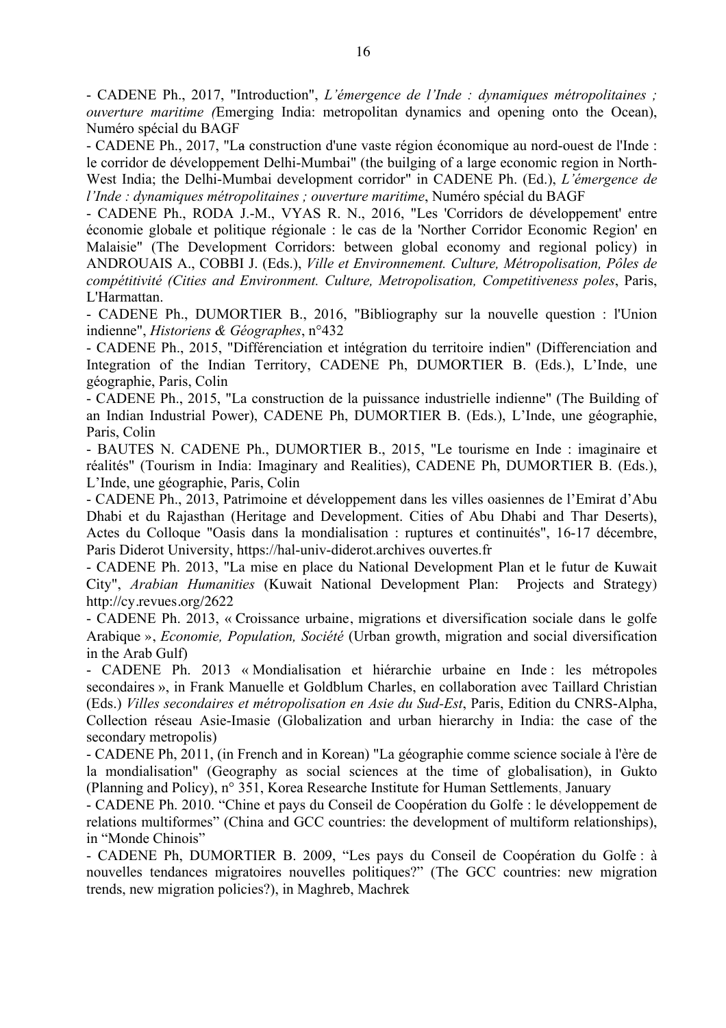- CADENE Ph., 2017, "Introduction", *L'émergence de l'Inde : dynamiques métropolitaines ; ouverture maritime (*Emerging India: metropolitan dynamics and opening onto the Ocean), Numéro spécial du BAGF

- CADENE Ph., 2017, "La construction d'une vaste région économique au nord-ouest de l'Inde : le corridor de développement Delhi-Mumbai" (the builging of a large economic region in North-West India; the Delhi-Mumbai development corridor" in CADENE Ph. (Ed.), *L'émergence de l'Inde : dynamiques métropolitaines ; ouverture maritime*, Numéro spécial du BAGF

- CADENE Ph., RODA J.-M., VYAS R. N., 2016, "Les 'Corridors de développement' entre économie globale et politique régionale : le cas de la 'Norther Corridor Economic Region' en Malaisie" (The Development Corridors: between global economy and regional policy) in ANDROUAIS A., COBBI J. (Eds.), *Ville et Environnement. Culture, Métropolisation, Pôles de compétitivité (Cities and Environment. Culture, Metropolisation, Competitiveness poles*, Paris, L'Harmattan.

- CADENE Ph., DUMORTIER B., 2016, "Bibliography sur la nouvelle question : l'Union indienne", *Historiens & Géographes*, n°432

- CADENE Ph., 2015, "Différenciation et intégration du territoire indien" (Differenciation and Integration of the Indian Territory, CADENE Ph, DUMORTIER B. (Eds.), L'Inde, une géographie, Paris, Colin

- CADENE Ph., 2015, "La construction de la puissance industrielle indienne" (The Building of an Indian Industrial Power), CADENE Ph, DUMORTIER B. (Eds.), L'Inde, une géographie, Paris, Colin

- BAUTES N. CADENE Ph., DUMORTIER B., 2015, "Le tourisme en Inde : imaginaire et réalités" (Tourism in India: Imaginary and Realities), CADENE Ph, DUMORTIER B. (Eds.), L'Inde, une géographie, Paris, Colin

- CADENE Ph., 2013, Patrimoine et développement dans les villes oasiennes de l'Emirat d'Abu Dhabi et du Rajasthan (Heritage and Development. Cities of Abu Dhabi and Thar Deserts), Actes du Colloque "Oasis dans la mondialisation : ruptures et continuités", 16-17 décembre, Paris Diderot University, https://hal-univ-diderot.archives ouvertes.fr

- CADENE Ph. 2013, "La mise en place du National Development Plan et le futur de Kuwait City", *Arabian Humanities* (Kuwait National Development Plan: Projects and Strategy) http://cy.revues.org/2622

- CADENE Ph. 2013, « Croissance urbaine, migrations et diversification sociale dans le golfe Arabique », *Economie, Population, Société* (Urban growth, migration and social diversification in the Arab Gulf)

- CADENE Ph. 2013 « Mondialisation et hiérarchie urbaine en Inde : les métropoles secondaires », in Frank Manuelle et Goldblum Charles, en collaboration avec Taillard Christian (Eds.) *Villes secondaires et métropolisation en Asie du Sud-Est*, Paris, Edition du CNRS-Alpha, Collection réseau Asie-Imasie (Globalization and urban hierarchy in India: the case of the secondary metropolis)

- CADENE Ph, 2011, (in French and in Korean) "La géographie comme science sociale à l'ère de la mondialisation" (Geography as social sciences at the time of globalisation), in Gukto (Planning and Policy), n° 351, Korea Researche Institute for Human Settlements, January

- CADENE Ph. 2010. "Chine et pays du Conseil de Coopération du Golfe : le développement de relations multiformes" (China and GCC countries: the development of multiform relationships), in "Monde Chinois"

- CADENE Ph, DUMORTIER B. 2009, "Les pays du Conseil de Coopération du Golfe : à nouvelles tendances migratoires nouvelles politiques?" (The GCC countries: new migration trends, new migration policies?), in Maghreb, Machrek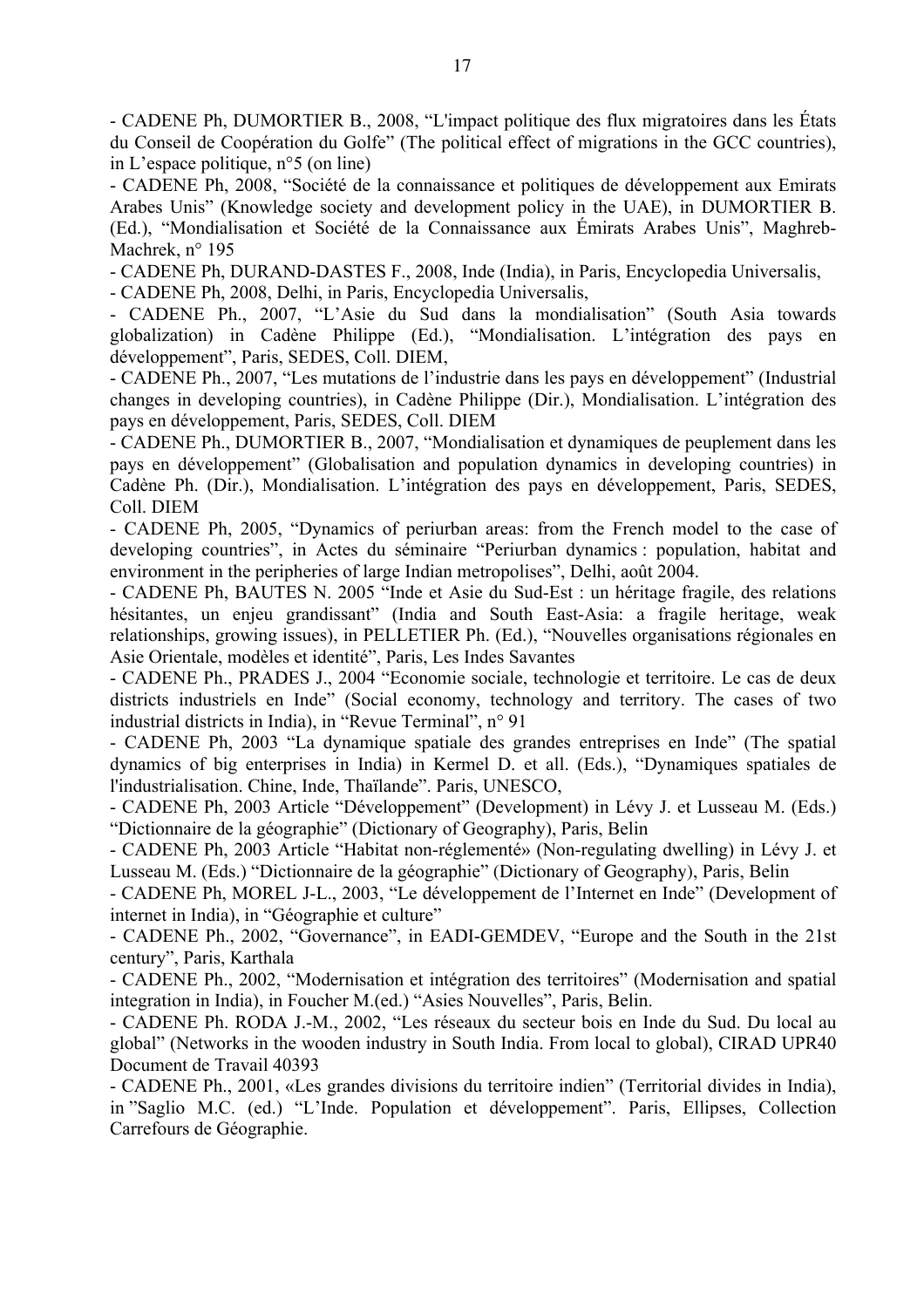- CADENE Ph, DUMORTIER B., 2008, "L'impact politique des flux migratoires dans les États du Conseil de Coopération du Golfe" (The political effect of migrations in the GCC countries), in L'espace politique, n°5 (on line)

- CADENE Ph, 2008, "Société de la connaissance et politiques de développement aux Emirats Arabes Unis" (Knowledge society and development policy in the UAE), in DUMORTIER B. (Ed.), "Mondialisation et Société de la Connaissance aux Émirats Arabes Unis", Maghreb-Machrek, n° 195

- CADENE Ph, DURAND-DASTES F., 2008, Inde (India), in Paris, Encyclopedia Universalis,

- CADENE Ph, 2008, Delhi, in Paris, Encyclopedia Universalis,

- CADENE Ph., 2007, "L'Asie du Sud dans la mondialisation" (South Asia towards globalization) in Cadène Philippe (Ed.), "Mondialisation. L'intégration des pays en développement", Paris, SEDES, Coll. DIEM,

- CADENE Ph., 2007, "Les mutations de l'industrie dans les pays en développement" (Industrial changes in developing countries), in Cadène Philippe (Dir.), Mondialisation. L'intégration des pays en développement, Paris, SEDES, Coll. DIEM

- CADENE Ph., DUMORTIER B., 2007, "Mondialisation et dynamiques de peuplement dans les pays en développement" (Globalisation and population dynamics in developing countries) in Cadène Ph. (Dir.), Mondialisation. L'intégration des pays en développement, Paris, SEDES, Coll. DIEM

- CADENE Ph, 2005, "Dynamics of periurban areas: from the French model to the case of developing countries", in Actes du séminaire "Periurban dynamics : population, habitat and environment in the peripheries of large Indian metropolises", Delhi, août 2004.

- CADENE Ph, BAUTES N. 2005 "Inde et Asie du Sud-Est : un héritage fragile, des relations hésitantes, un enjeu grandissant" (India and South East-Asia: a fragile heritage, weak relationships, growing issues), in PELLETIER Ph. (Ed.), "Nouvelles organisations régionales en Asie Orientale, modèles et identité", Paris, Les Indes Savantes

- CADENE Ph., PRADES J., 2004 "Economie sociale, technologie et territoire. Le cas de deux districts industriels en Inde" (Social economy, technology and territory. The cases of two industrial districts in India), in "Revue Terminal", n° 91

- CADENE Ph, 2003 "La dynamique spatiale des grandes entreprises en Inde" (The spatial dynamics of big enterprises in India) in Kermel D. et all. (Eds.), "Dynamiques spatiales de l'industrialisation. Chine, Inde, Thaïlande". Paris, UNESCO,

- CADENE Ph, 2003 Article "Développement" (Development) in Lévy J. et Lusseau M. (Eds.) "Dictionnaire de la géographie" (Dictionary of Geography), Paris, Belin

- CADENE Ph, 2003 Article "Habitat non-réglementé» (Non-regulating dwelling) in Lévy J. et Lusseau M. (Eds.) "Dictionnaire de la géographie" (Dictionary of Geography), Paris, Belin

- CADENE Ph, MOREL J-L., 2003, "Le développement de l'Internet en Inde" (Development of internet in India), in "Géographie et culture"

- CADENE Ph., 2002, "Governance", in EADI-GEMDEV, "Europe and the South in the 21st century", Paris, Karthala

- CADENE Ph., 2002, "Modernisation et intégration des territoires" (Modernisation and spatial integration in India), in Foucher M.(ed.) "Asies Nouvelles", Paris, Belin.

- CADENE Ph. RODA J.-M., 2002, "Les réseaux du secteur bois en Inde du Sud. Du local au global" (Networks in the wooden industry in South India. From local to global), CIRAD UPR40 Document de Travail 40393

- CADENE Ph., 2001, «Les grandes divisions du territoire indien" (Territorial divides in India), in "Saglio M.C. (ed.) "L'Inde. Population et développement". Paris, Ellipses, Collection Carrefours de Géographie.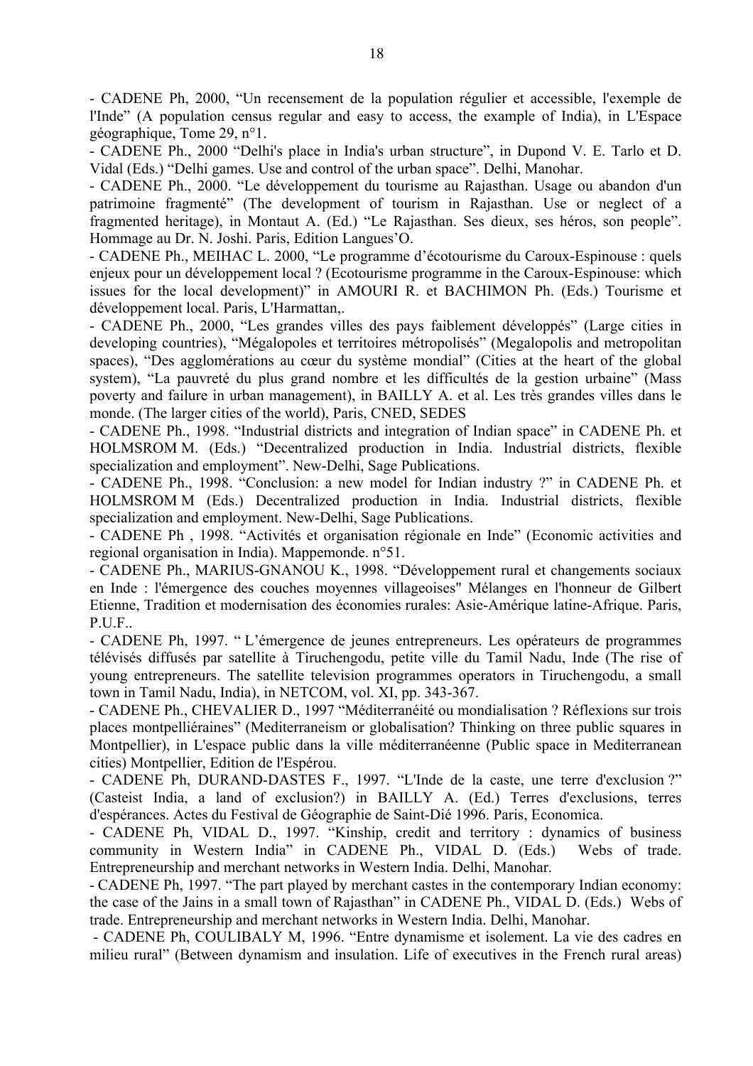- CADENE Ph, 2000, “Un recensement de la population régulier et accessible, l'exemple de l'Inde” (A population census regular and easy to access, the example of India), in L'Espace géographique, Tome 29, n°1.

- CADENE Ph., 2000 “Delhi's place in India's urban structure”, in Dupond V. E. Tarlo et D. Vidal (Eds.) “Delhi games. Use and control of the urban space”. Delhi, Manohar.

- CADENE Ph., 2000. “Le développement du tourisme au Rajasthan. Usage ou abandon d'un patrimoine fragmenté” (The development of tourism in Rajasthan. Use or neglect of a fragmented heritage), in Montaut A. (Ed.) “Le Rajasthan. Ses dieux, ses héros, son people”. Hommage au Dr. N. Joshi. Paris, Edition Langues’O.

- CADENE Ph., MEIHAC L. 2000, “Le programme d’écotourisme du Caroux-Espinouse : quels enjeux pour un développement local ? (Ecotourisme programme in the Caroux-Espinouse: which issues for the local development)” in AMOURI R. et BACHIMON Ph. (Eds.) Tourisme et développement local. Paris, L'Harmattan,.

- CADENE Ph., 2000, “Les grandes villes des pays faiblement développés” (Large cities in developing countries), “Mégalopoles et territoires métropolisés” (Megalopolis and metropolitan spaces), “Des agglomérations au cœur du système mondial” (Cities at the heart of the global system), “La pauvreté du plus grand nombre et les difficultés de la gestion urbaine” (Mass poverty and failure in urban management), in BAILLY A. et al. Les très grandes villes dans le monde. (The larger cities of the world), Paris, CNED, SEDES

- CADENE Ph., 1998. “Industrial districts and integration of Indian space” in CADENE Ph. et HOLMSROM M. (Eds.) “Decentralized production in India. Industrial districts, flexible specialization and employment”. New-Delhi, Sage Publications.

- CADENE Ph., 1998. “Conclusion: a new model for Indian industry ?” in CADENE Ph. et HOLMSROM M (Eds.) Decentralized production in India. Industrial districts, flexible specialization and employment. New-Delhi, Sage Publications.

- CADENE Ph , 1998. “Activités et organisation régionale en Inde” (Economic activities and regional organisation in India). Mappemonde. n°51.

- CADENE Ph., MARIUS-GNANOU K., 1998. “Développement rural et changements sociaux en Inde : l'émergence des couches moyennes villageoises" Mélanges en l'honneur de Gilbert Etienne, Tradition et modernisation des économies rurales: Asie-Amérique latine-Afrique. Paris, P.U.F..

- CADENE Ph, 1997. “ L’émergence de jeunes entrepreneurs. Les opérateurs de programmes télévisés diffusés par satellite à Tiruchengodu, petite ville du Tamil Nadu, Inde (The rise of young entrepreneurs. The satellite television programmes operators in Tiruchengodu, a small town in Tamil Nadu, India), in NETCOM, vol. XI, pp. 343-367.

- CADENE Ph., CHEVALIER D., 1997 “Méditerranéité ou mondialisation ? Réflexions sur trois places montpelliéraines” (Mediterraneism or globalisation? Thinking on three public squares in Montpellier), in L'espace public dans la ville méditerranéenne (Public space in Mediterranean cities) Montpellier, Edition de l'Espérou.

- CADENE Ph, DURAND-DASTES F., 1997. “L'Inde de la caste, une terre d'exclusion ?” (Casteist India, a land of exclusion?) in BAILLY A. (Ed.) Terres d'exclusions, terres d'espérances. Actes du Festival de Géographie de Saint-Dié 1996. Paris, Economica.

- CADENE Ph, VIDAL D., 1997. “Kinship, credit and territory : dynamics of business community in Western India” in CADENE Ph., VIDAL D. (Eds.) Webs of trade. Entrepreneurship and merchant networks in Western India. Delhi, Manohar.

- CADENE Ph, 1997. “The part played by merchant castes in the contemporary Indian economy: the case of the Jains in a small town of Rajasthan” in CADENE Ph., VIDAL D. (Eds.) Webs of trade. Entrepreneurship and merchant networks in Western India. Delhi, Manohar.

- CADENE Ph, COULIBALY M, 1996. “Entre dynamisme et isolement. La vie des cadres en milieu rural” (Between dynamism and insulation. Life of executives in the French rural areas)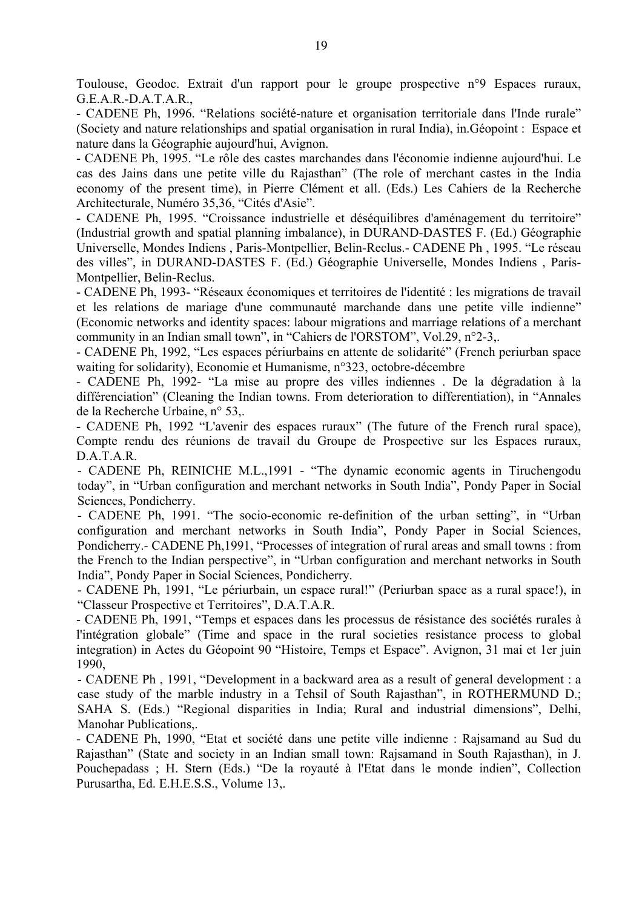Toulouse, Geodoc. Extrait d'un rapport pour le groupe prospective n°9 Espaces ruraux, G.E.A.R.-D.A.T.A.R.,

- CADENE Ph, 1996. “Relations société-nature et organisation territoriale dans l'Inde rurale” (Society and nature relationships and spatial organisation in rural India), in.Géopoint : Espace et nature dans la Géographie aujourd'hui, Avignon.
- CADENE Ph, 1995. “Le rôle des castes marchandes dans l'économie indienne aujourd'hui. Le cas des Jains dans une petite ville du Rajasthan” (The role of merchant castes in the India economy of the present time), in Pierre Clément et all. (Eds.) Les Cahiers de la Recherche Architecturale, Numéro 35,36, “Cités d'Asie”.
- CADENE Ph, 1995. “Croissance industrielle et déséquilibres d'aménagement du territoire” (Industrial growth and spatial planning imbalance), in DURAND-DASTES F. (Ed.) Géographie Universelle, Mondes Indiens , Paris-Montpellier, Belin-Reclus.- CADENE Ph , 1995. “Le réseau des villes”, in DURAND-DASTES F. (Ed.) Géographie Universelle, Mondes Indiens , Paris-Montpellier, Belin-Reclus.
- CADENE Ph, 1993- “Réseaux économiques et territoires de l'identité : les migrations de travail et les relations de mariage d'une communauté marchande dans une petite ville indienne” (Economic networks and identity spaces: labour migrations and marriage relations of a merchant community in an Indian small town”, in “Cahiers de l'ORSTOM”, Vol.29, n°2-3,.
- CADENE Ph, 1992, “Les espaces périurbains en attente de solidarité” (French periurban space waiting for solidarity), Economie et Humanisme, n°323, octobre-décembre
- CADENE Ph, 1992- “La mise au propre des villes indiennes . De la dégradation à la différenciation” (Cleaning the Indian towns. From deterioration to differentiation), in “Annales de la Recherche Urbaine, n° 53,.
- CADENE Ph, 1992 “L'avenir des espaces ruraux” (The future of the French rural space), Compte rendu des réunions de travail du Groupe de Prospective sur les Espaces ruraux, D.A.T.A.R.
- CADENE Ph, REINICHE M.L.,1991 - “The dynamic economic agents in Tiruchengodu today”, in “Urban configuration and merchant networks in South India”, Pondy Paper in Social Sciences, Pondicherry.
- CADENE Ph, 1991. “The socio-economic re-definition of the urban setting”, in “Urban configuration and merchant networks in South India”, Pondy Paper in Social Sciences, Pondicherry.- CADENE Ph,1991, “Processes of integration of rural areas and small towns : from the French to the Indian perspective”, in “Urban configuration and merchant networks in South India”, Pondy Paper in Social Sciences, Pondicherry.
- CADENE Ph, 1991, “Le périurbain, un espace rural!” (Periurban space as a rural space!), in “Classeur Prospective et Territoires”, D.A.T.A.R.
- CADENE Ph, 1991, “Temps et espaces dans les processus de résistance des sociétés rurales à l'intégration globale” (Time and space in the rural societies resistance process to global integration) in Actes du Géopoint 90 “Histoire, Temps et Espace”. Avignon, 31 mai et 1er juin 1990,
- CADENE Ph , 1991, “Development in a backward area as a result of general development : a case study of the marble industry in a Tehsil of South Rajasthan”, in ROTHERMUND D.; SAHA S. (Eds.) “Regional disparities in India; Rural and industrial dimensions”, Delhi, Manohar Publications,.
- CADENE Ph, 1990, “Etat et société dans une petite ville indienne : Rajsamand au Sud du Rajasthan” (State and society in an Indian small town: Rajsamand in South Rajasthan), in J. Pouchepadass ; H. Stern (Eds.) “De la royauté à l'Etat dans le monde indien”, Collection Purusartha, Ed. E.H.E.S.S., Volume 13,.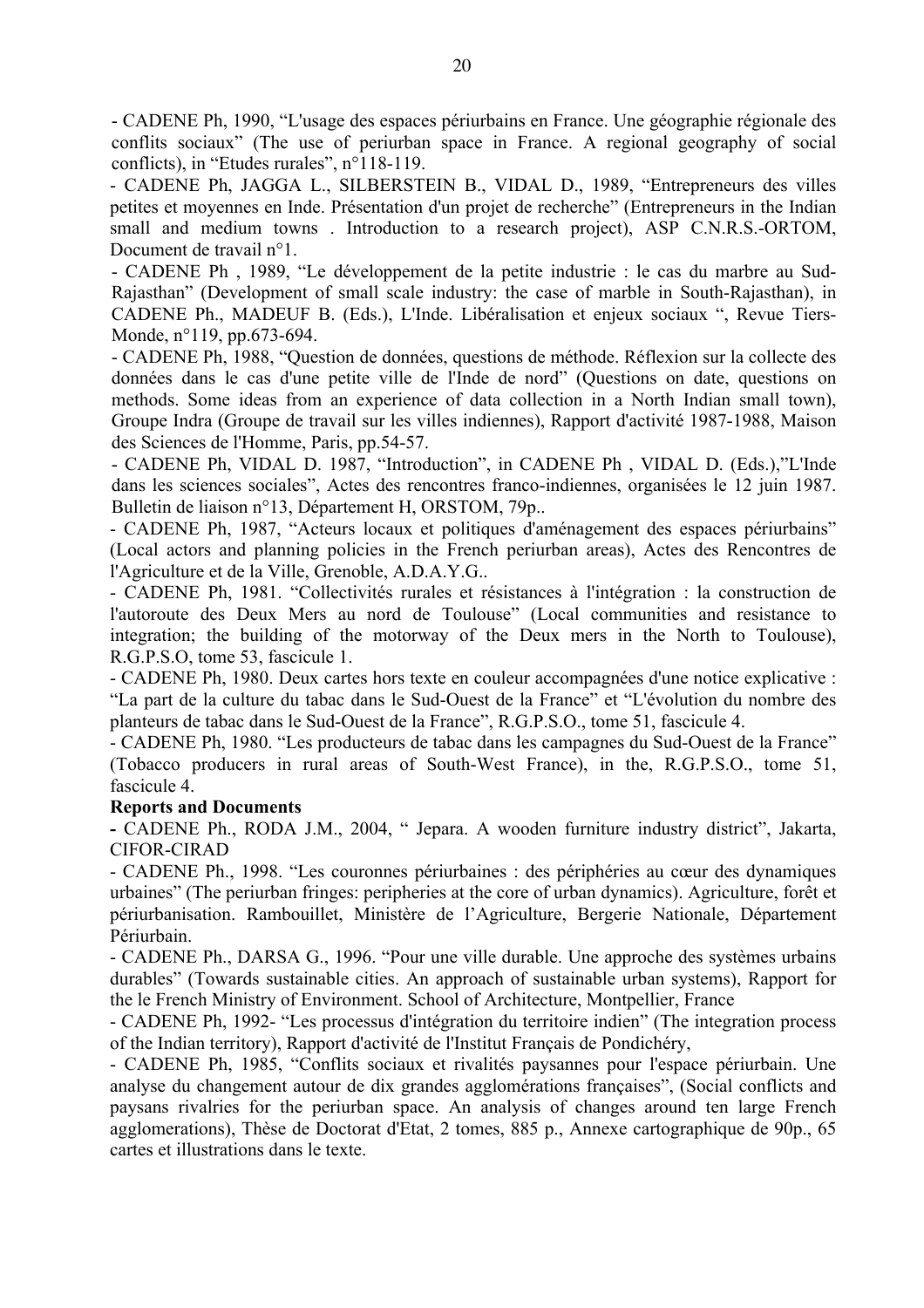- CADENE Ph, 1990, “L'usage des espaces périurbains en France. Une géographie régionale des conflits sociaux” (The use of periurban space in France. A regional geography of social conflicts), in “Etudes rurales”, n°118-119.

- CADENE Ph, JAGGA L., SILBERSTEIN B., VIDAL D., 1989, “Entrepreneurs des villes petites et moyennes en Inde. Présentation d'un projet de recherche” (Entrepreneurs in the Indian small and medium towns . Introduction to a research project), ASP C.N.R.S.-ORTOM, Document de travail n°1.

- CADENE Ph , 1989, “Le développement de la petite industrie : le cas du marbre au Sud-Rajasthan” (Development of small scale industry: the case of marble in South-Rajasthan), in CADENE Ph., MADEUF B. (Eds.), L'Inde. Libéralisation et enjeux sociaux “, Revue Tiers-Monde, n°119, pp.673-694.

- CADENE Ph, 1988, “Question de données, questions de méthode. Réflexion sur la collecte des données dans le cas d'une petite ville de l'Inde de nord” (Questions on date, questions on methods. Some ideas from an experience of data collection in a North Indian small town), Groupe Indra (Groupe de travail sur les villes indiennes), Rapport d'activité 1987-1988, Maison des Sciences de l'Homme, Paris, pp.54-57.

- CADENE Ph, VIDAL D. 1987, “Introduction”, in CADENE Ph , VIDAL D. (Eds.),”L'Inde dans les sciences sociales”, Actes des rencontres franco-indiennes, organisées le 12 juin 1987. Bulletin de liaison n°13, Département H, ORSTOM, 79p..

- CADENE Ph, 1987, “Acteurs locaux et politiques d'aménagement des espaces périurbains” (Local actors and planning policies in the French periurban areas), Actes des Rencontres de l'Agriculture et de la Ville, Grenoble, A.D.A.Y.G..

- CADENE Ph, 1981. “Collectivités rurales et résistances à l'intégration : la construction de l'autoroute des Deux Mers au nord de Toulouse” (Local communities and resistance to integration; the building of the motorway of the Deux mers in the North to Toulouse), R.G.P.S.O, tome 53, fascicule 1.

- CADENE Ph, 1980. Deux cartes hors texte en couleur accompagnées d'une notice explicative : “La part de la culture du tabac dans le Sud-Ouest de la France” et “L'évolution du nombre des planteurs de tabac dans le Sud-Ouest de la France”, R.G.P.S.O., tome 51, fascicule 4.

- CADENE Ph, 1980. “Les producteurs de tabac dans les campagnes du Sud-Ouest de la France” (Tobacco producers in rural areas of South-West France), in the, R.G.P.S.O., tome 51, fascicule 4.

**Reports and Documents**

- CADENE Ph., RODA J.M., 2004, “ Jepara. A wooden furniture industry district”, Jakarta, CIFOR-CIRAD

- CADENE Ph., 1998. “Les couronnes périurbaines : des périphéries au cœur des dynamiques urbaines” (The periurban fringes: peripheries at the core of urban dynamics). Agriculture, forêt et périurbanisation. Rambouillet, Ministère de l’Agriculture, Bergerie Nationale, Département Périurbain.

- CADENE Ph., DARSA G., 1996. “Pour une ville durable. Une approche des systèmes urbains durables” (Towards sustainable cities. An approach of sustainable urban systems), Rapport for the le French Ministry of Environment. School of Architecture, Montpellier, France

- CADENE Ph, 1992- “Les processus d'intégration du territoire indien” (The integration process of the Indian territory), Rapport d'activité de l'Institut Français de Pondichéry,

- CADENE Ph, 1985, “Conflits sociaux et rivalités paysannes pour l'espace périurbain. Une analyse du changement autour de dix grandes agglomérations françaises”, (Social conflicts and paysans rivalries for the periurban space. An analysis of changes around ten large French agglomerations), Thèse de Doctorat d'Etat, 2 tomes, 885 p., Annexe cartographique de 90p., 65 cartes et illustrations dans le texte.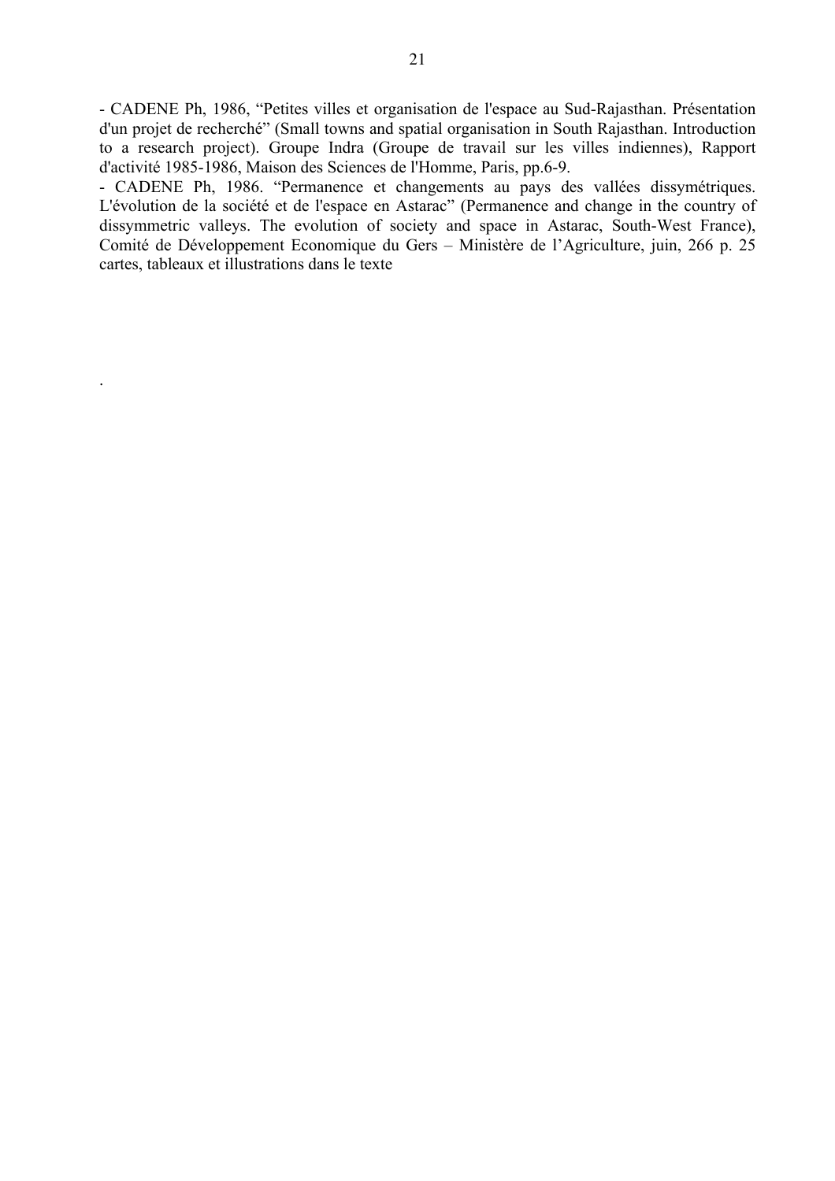- CADENE Ph, 1986, "Petites villes et organisation de l'espace au Sud-Rajasthan. Présentation d'un projet de recherché" (Small towns and spatial organisation in South Rajasthan. Introduction to a research project). Groupe Indra (Groupe de travail sur les villes indiennes), Rapport d'activité 1985-1986, Maison des Sciences de l'Homme, Paris, pp.6-9.
- CADENE Ph, 1986. "Permanence et changements au pays des vallées dissymétriques. L'évolution de la société et de l'espace en Astarac" (Permanence and change in the country of dissymmetric valleys. The evolution of society and space in Astarac, South-West France), Comité de Développement Economique du Gers – Ministère de l'Agriculture, juin, 266 p. 25 cartes, tableaux et illustrations dans le texte

.